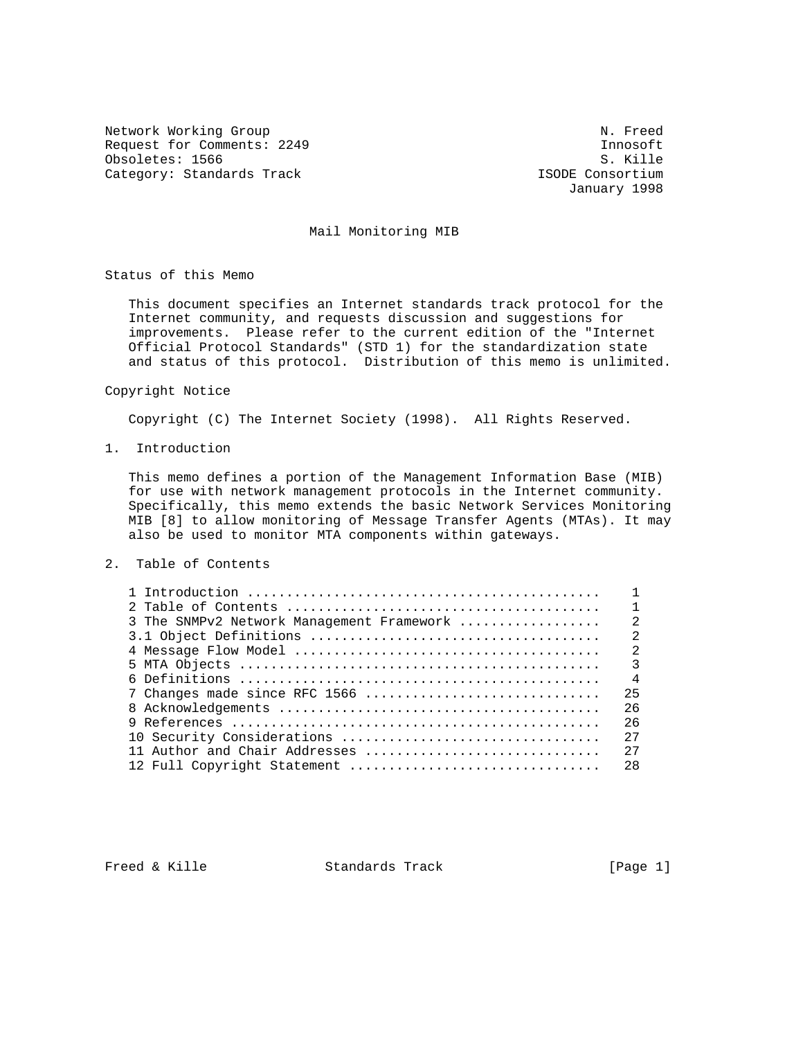Network Working Group                                          N. Freed
Request for Comments: 2249                                     Innosoft
Obsoletes: 1566                                                S. Kille
Category: Standards Track                             ISODE Consortium
                                                           January 1998

# Mail Monitoring MIB

## Status of this Memo

This document specifies an Internet standards track protocol for the Internet community, and requests discussion and suggestions for improvements. Please refer to the current edition of the "Internet Official Protocol Standards" (STD 1) for the standardization state and status of this protocol. Distribution of this memo is unlimited.

## Copyright Notice

Copyright (C) The Internet Society (1998). All Rights Reserved.

## 1. Introduction

This memo defines a portion of the Management Information Base (MIB) for use with network management protocols in the Internet community. Specifically, this memo extends the basic Network Services Monitoring MIB [8] to allow monitoring of Message Transfer Agents (MTAs). It may also be used to monitor MTA components within gateways.

## 2. Table of Contents

```
1 Introduction ............................................    1
2 Table of Contents .......................................    1
3 The SNMPv2 Network Management Framework .................    2
3.1 Object Definitions ....................................    2
4 Message Flow Model ......................................    2
5 MTA Objects .............................................    3
6 Definitions .............................................    4
7 Changes made since RFC 1566 .............................   25
8 Acknowledgements ........................................   26
9 References ..............................................   26
10 Security Considerations ................................   27
11 Author and Chair Addresses .............................   27
12 Full Copyright Statement ...............................   28
```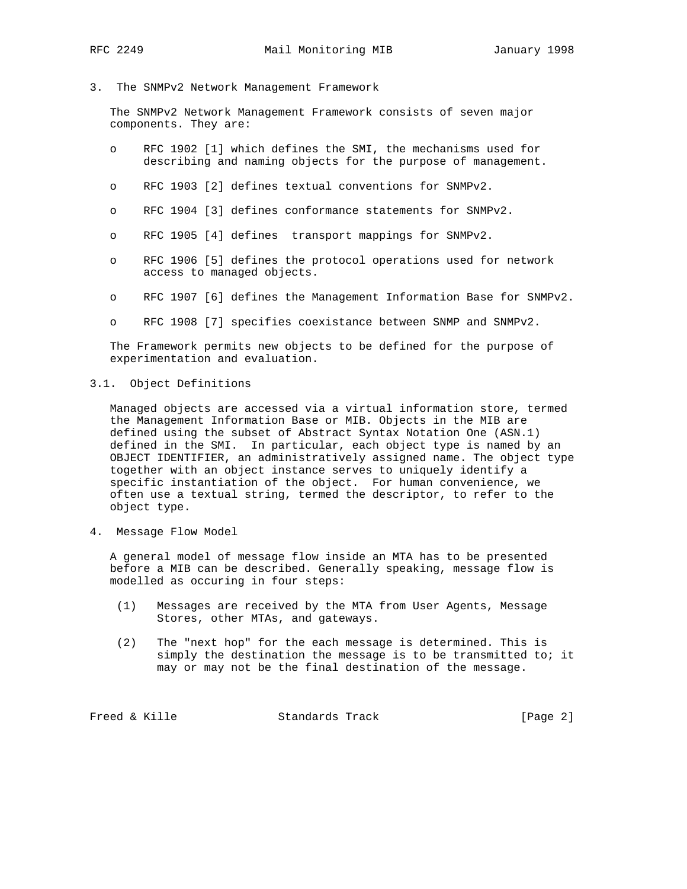## 3. The SNMPv2 Network Management Framework

The SNMPv2 Network Management Framework consists of seven major components. They are:

- RFC 1902 [1] which defines the SMI, the mechanisms used for describing and naming objects for the purpose of management.
- RFC 1903 [2] defines textual conventions for SNMPv2.
- RFC 1904 [3] defines conformance statements for SNMPv2.
- RFC 1905 [4] defines transport mappings for SNMPv2.
- RFC 1906 [5] defines the protocol operations used for network access to managed objects.
- RFC 1907 [6] defines the Management Information Base for SNMPv2.
- RFC 1908 [7] specifies coexistance between SNMP and SNMPv2.

The Framework permits new objects to be defined for the purpose of experimentation and evaluation.

### 3.1. Object Definitions

Managed objects are accessed via a virtual information store, termed the Management Information Base or MIB. Objects in the MIB are defined using the subset of Abstract Syntax Notation One (ASN.1) defined in the SMI. In particular, each object type is named by an OBJECT IDENTIFIER, an administratively assigned name. The object type together with an object instance serves to uniquely identify a specific instantiation of the object. For human convenience, we often use a textual string, termed the descriptor, to refer to the object type.

## 4. Message Flow Model

A general model of message flow inside an MTA has to be presented before a MIB can be described. Generally speaking, message flow is modelled as occuring in four steps:

(1) Messages are received by the MTA from User Agents, Message Stores, other MTAs, and gateways.

(2) The "next hop" for the each message is determined. This is simply the destination the message is to be transmitted to; it may or may not be the final destination of the message.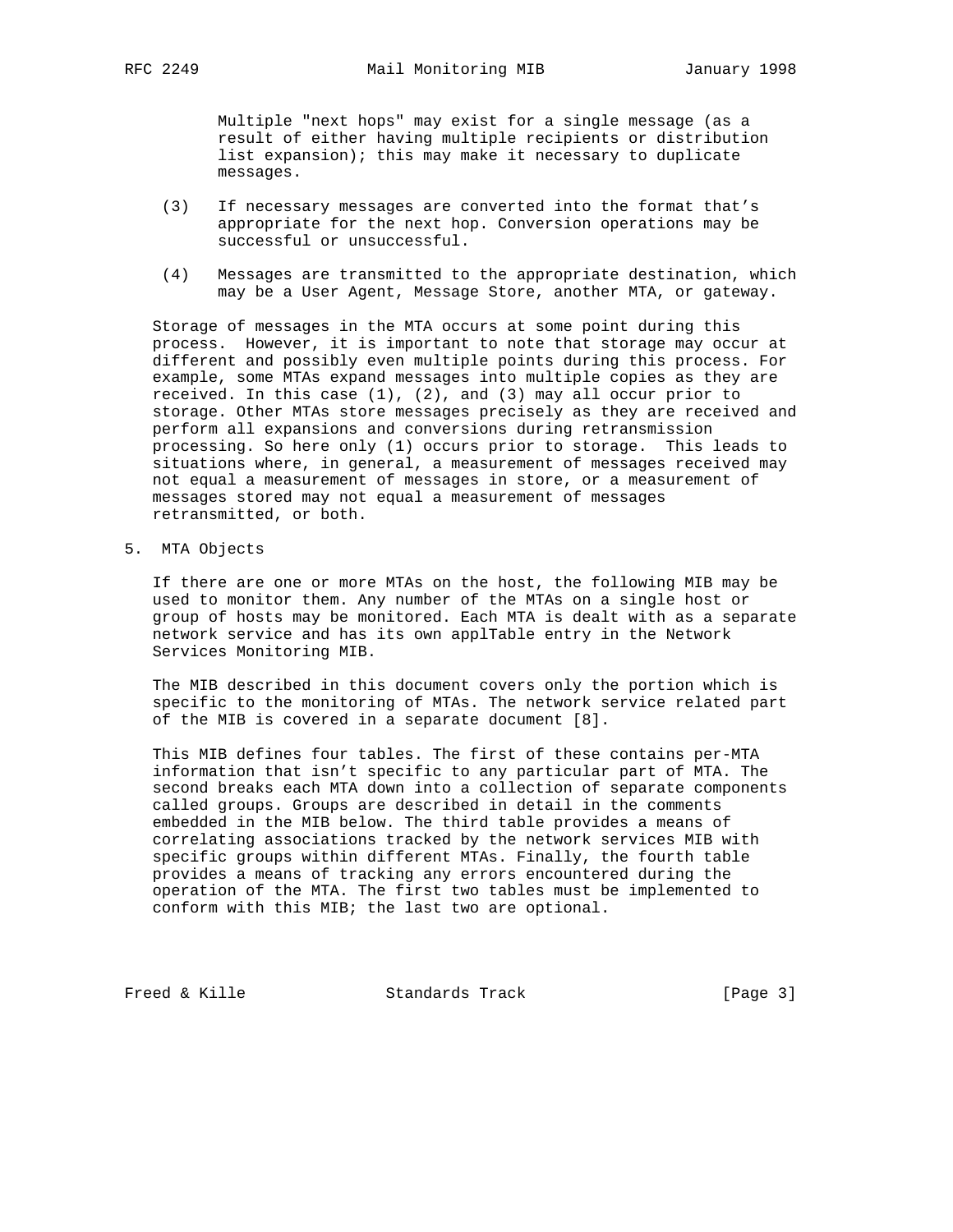Multiple "next hops" may exist for a single message (as a result of either having multiple recipients or distribution list expansion); this may make it necessary to duplicate messages.

(3) If necessary messages are converted into the format that's appropriate for the next hop. Conversion operations may be successful or unsuccessful.

(4) Messages are transmitted to the appropriate destination, which may be a User Agent, Message Store, another MTA, or gateway.

Storage of messages in the MTA occurs at some point during this process. However, it is important to note that storage may occur at different and possibly even multiple points during this process. For example, some MTAs expand messages into multiple copies as they are received. In this case (1), (2), and (3) may all occur prior to storage. Other MTAs store messages precisely as they are received and perform all expansions and conversions during retransmission processing. So here only (1) occurs prior to storage. This leads to situations where, in general, a measurement of messages received may not equal a measurement of messages in store, or a measurement of messages stored may not equal a measurement of messages retransmitted, or both.

## 5. MTA Objects

If there are one or more MTAs on the host, the following MIB may be used to monitor them. Any number of the MTAs on a single host or group of hosts may be monitored. Each MTA is dealt with as a separate network service and has its own applTable entry in the Network Services Monitoring MIB.

The MIB described in this document covers only the portion which is specific to the monitoring of MTAs. The network service related part of the MIB is covered in a separate document [8].

This MIB defines four tables. The first of these contains per-MTA information that isn't specific to any particular part of MTA. The second breaks each MTA down into a collection of separate components called groups. Groups are described in detail in the comments embedded in the MIB below. The third table provides a means of correlating associations tracked by the network services MIB with specific groups within different MTAs. Finally, the fourth table provides a means of tracking any errors encountered during the operation of the MTA. The first two tables must be implemented to conform with this MIB; the last two are optional.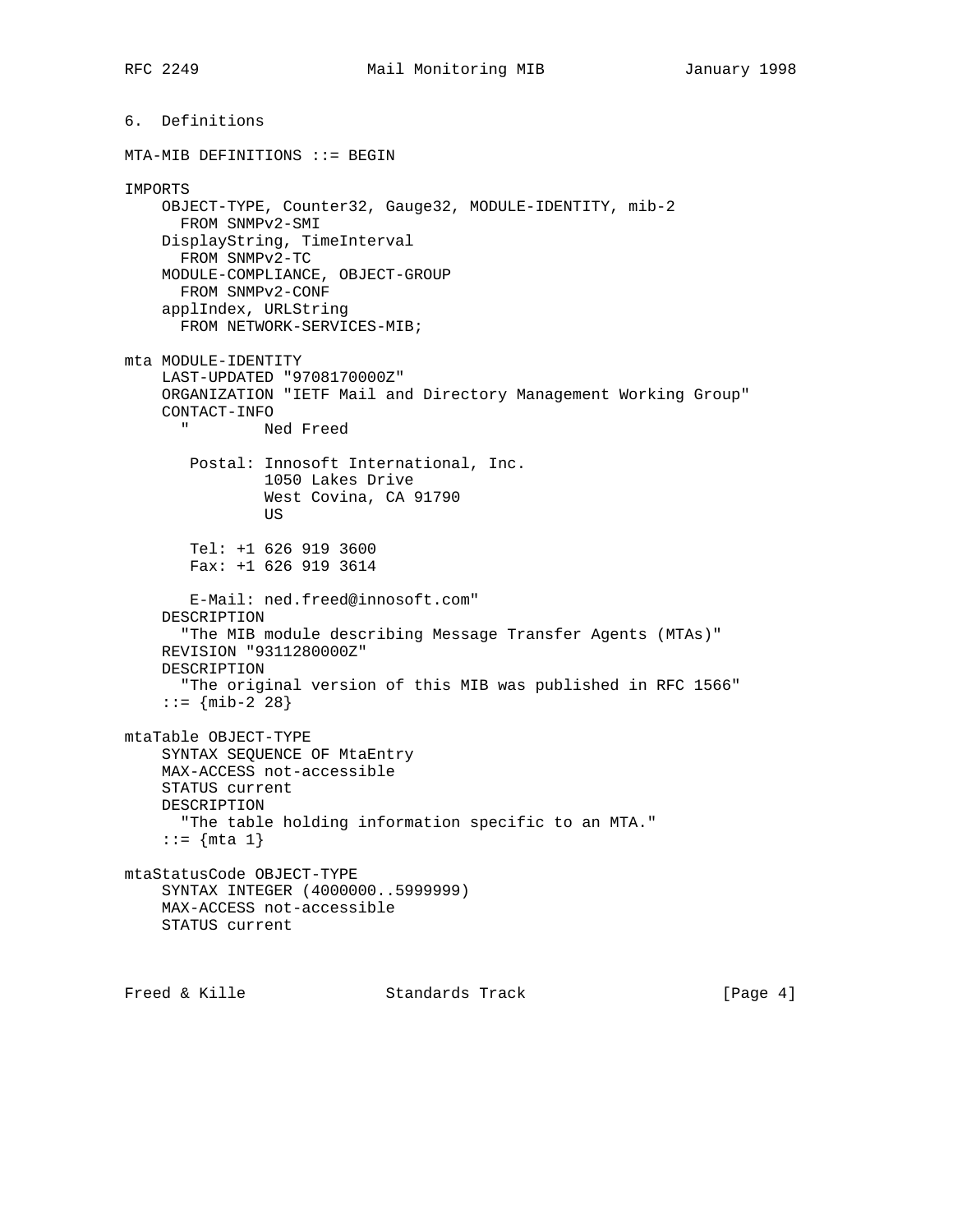## 6. Definitions

```
MTA-MIB DEFINITIONS ::= BEGIN

IMPORTS
    OBJECT-TYPE, Counter32, Gauge32, MODULE-IDENTITY, mib-2
      FROM SNMPv2-SMI
    DisplayString, TimeInterval
      FROM SNMPv2-TC
    MODULE-COMPLIANCE, OBJECT-GROUP
      FROM SNMPv2-CONF
    applIndex, URLString
      FROM NETWORK-SERVICES-MIB;

mta MODULE-IDENTITY
    LAST-UPDATED "9708170000Z"
    ORGANIZATION "IETF Mail and Directory Management Working Group"
    CONTACT-INFO
      "        Ned Freed

       Postal: Innosoft International, Inc.
               1050 Lakes Drive
               West Covina, CA 91790
               US

       Tel: +1 626 919 3600
       Fax: +1 626 919 3614

       E-Mail: ned.freed@innosoft.com"
    DESCRIPTION
      "The MIB module describing Message Transfer Agents (MTAs)"
    REVISION "9311280000Z"
    DESCRIPTION
      "The original version of this MIB was published in RFC 1566"
    ::= {mib-2 28}

mtaTable OBJECT-TYPE
    SYNTAX SEQUENCE OF MtaEntry
    MAX-ACCESS not-accessible
    STATUS current
    DESCRIPTION
      "The table holding information specific to an MTA."
    ::= {mta 1}

mtaStatusCode OBJECT-TYPE
    SYNTAX INTEGER (4000000..5999999)
    MAX-ACCESS not-accessible
    STATUS current
```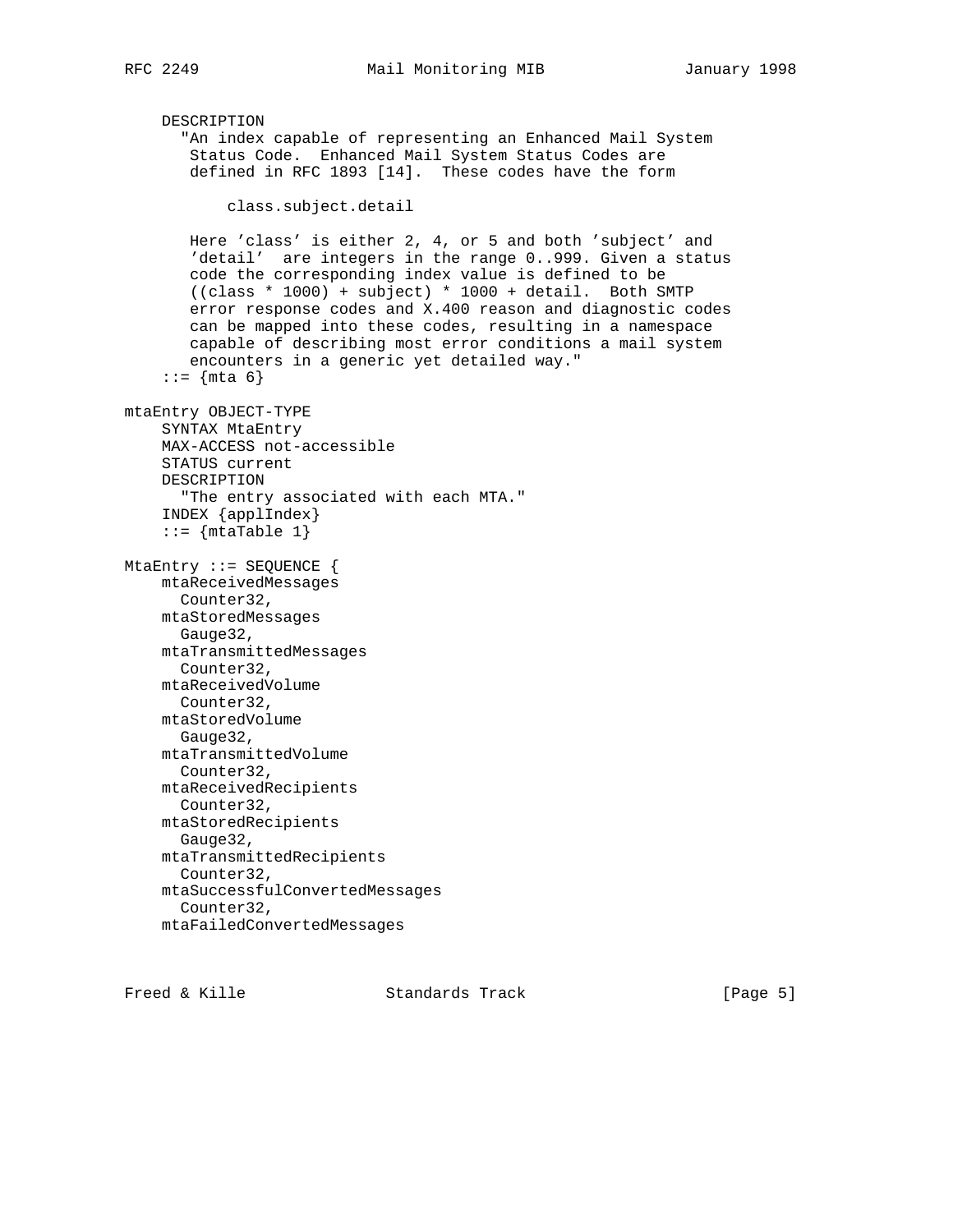```
    DESCRIPTION
      "An index capable of representing an Enhanced Mail System
       Status Code.  Enhanced Mail System Status Codes are
       defined in RFC 1893 [14].  These codes have the form

           class.subject.detail

       Here 'class' is either 2, 4, or 5 and both 'subject' and
       'detail'  are integers in the range 0..999. Given a status
       code the corresponding index value is defined to be
       ((class * 1000) + subject) * 1000 + detail.  Both SMTP
       error response codes and X.400 reason and diagnostic codes
       can be mapped into these codes, resulting in a namespace
       capable of describing most error conditions a mail system
       encounters in a generic yet detailed way."
    ::= {mta 6}

mtaEntry OBJECT-TYPE
    SYNTAX MtaEntry
    MAX-ACCESS not-accessible
    STATUS current
    DESCRIPTION
      "The entry associated with each MTA."
    INDEX {applIndex}
    ::= {mtaTable 1}

MtaEntry ::= SEQUENCE {
    mtaReceivedMessages
      Counter32,
    mtaStoredMessages
      Gauge32,
    mtaTransmittedMessages
      Counter32,
    mtaReceivedVolume
      Counter32,
    mtaStoredVolume
      Gauge32,
    mtaTransmittedVolume
      Counter32,
    mtaReceivedRecipients
      Counter32,
    mtaStoredRecipients
      Gauge32,
    mtaTransmittedRecipients
      Counter32,
    mtaSuccessfulConvertedMessages
      Counter32,
    mtaFailedConvertedMessages
```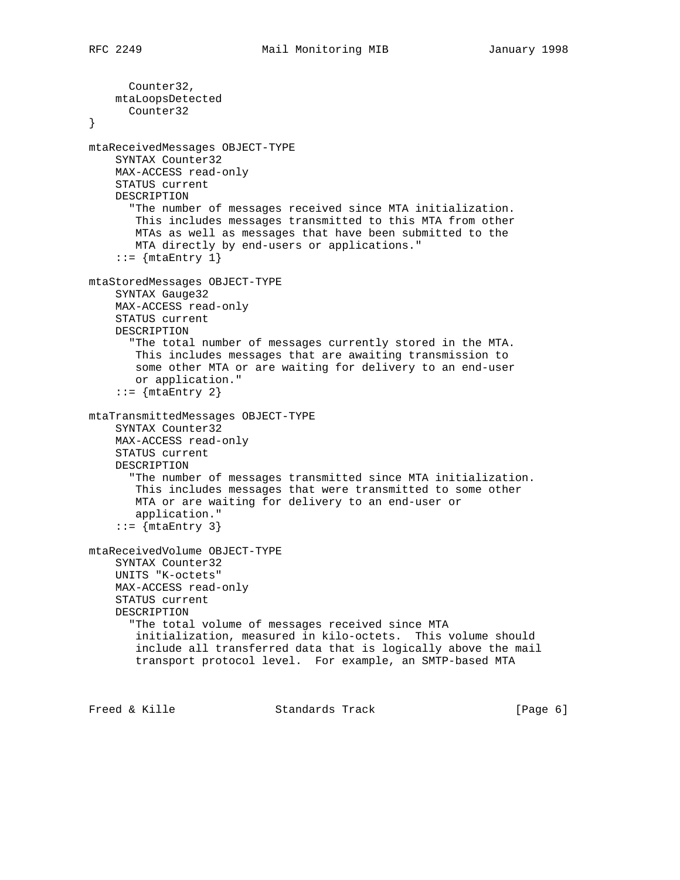```
      Counter32,
    mtaLoopsDetected
      Counter32
}

mtaReceivedMessages OBJECT-TYPE
    SYNTAX Counter32
    MAX-ACCESS read-only
    STATUS current
    DESCRIPTION
      "The number of messages received since MTA initialization.
       This includes messages transmitted to this MTA from other
       MTAs as well as messages that have been submitted to the
       MTA directly by end-users or applications."
    ::= {mtaEntry 1}

mtaStoredMessages OBJECT-TYPE
    SYNTAX Gauge32
    MAX-ACCESS read-only
    STATUS current
    DESCRIPTION
      "The total number of messages currently stored in the MTA.
       This includes messages that are awaiting transmission to
       some other MTA or are waiting for delivery to an end-user
       or application."
    ::= {mtaEntry 2}

mtaTransmittedMessages OBJECT-TYPE
    SYNTAX Counter32
    MAX-ACCESS read-only
    STATUS current
    DESCRIPTION
      "The number of messages transmitted since MTA initialization.
       This includes messages that were transmitted to some other
       MTA or are waiting for delivery to an end-user or
       application."
    ::= {mtaEntry 3}

mtaReceivedVolume OBJECT-TYPE
    SYNTAX Counter32
    UNITS "K-octets"
    MAX-ACCESS read-only
    STATUS current
    DESCRIPTION
      "The total volume of messages received since MTA
       initialization, measured in kilo-octets.  This volume should
       include all transferred data that is logically above the mail
       transport protocol level.  For example, an SMTP-based MTA
```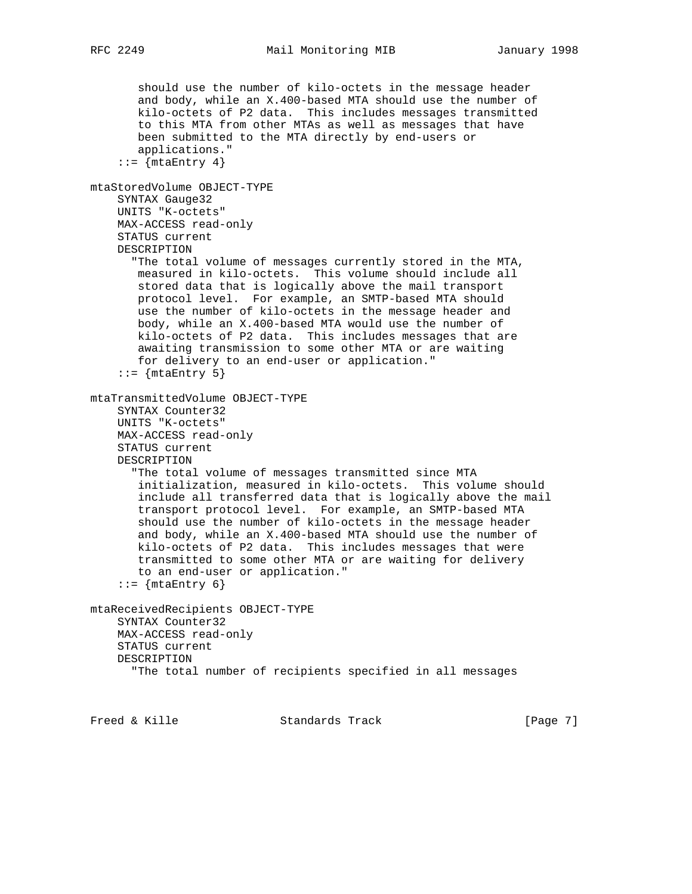```
        should use the number of kilo-octets in the message header
        and body, while an X.400-based MTA should use the number of
        kilo-octets of P2 data.  This includes messages transmitted
        to this MTA from other MTAs as well as messages that have
        been submitted to the MTA directly by end-users or
        applications."
    ::= {mtaEntry 4}

mtaStoredVolume OBJECT-TYPE
    SYNTAX Gauge32
    UNITS "K-octets"
    MAX-ACCESS read-only
    STATUS current
    DESCRIPTION
      "The total volume of messages currently stored in the MTA,
       measured in kilo-octets.  This volume should include all
       stored data that is logically above the mail transport
       protocol level.  For example, an SMTP-based MTA should
       use the number of kilo-octets in the message header and
       body, while an X.400-based MTA would use the number of
       kilo-octets of P2 data.  This includes messages that are
       awaiting transmission to some other MTA or are waiting
       for delivery to an end-user or application."
    ::= {mtaEntry 5}

mtaTransmittedVolume OBJECT-TYPE
    SYNTAX Counter32
    UNITS "K-octets"
    MAX-ACCESS read-only
    STATUS current
    DESCRIPTION
      "The total volume of messages transmitted since MTA
       initialization, measured in kilo-octets.  This volume should
       include all transferred data that is logically above the mail
       transport protocol level.  For example, an SMTP-based MTA
       should use the number of kilo-octets in the message header
       and body, while an X.400-based MTA should use the number of
       kilo-octets of P2 data.  This includes messages that were
       transmitted to some other MTA or are waiting for delivery
       to an end-user or application."
    ::= {mtaEntry 6}

mtaReceivedRecipients OBJECT-TYPE
    SYNTAX Counter32
    MAX-ACCESS read-only
    STATUS current
    DESCRIPTION
      "The total number of recipients specified in all messages
```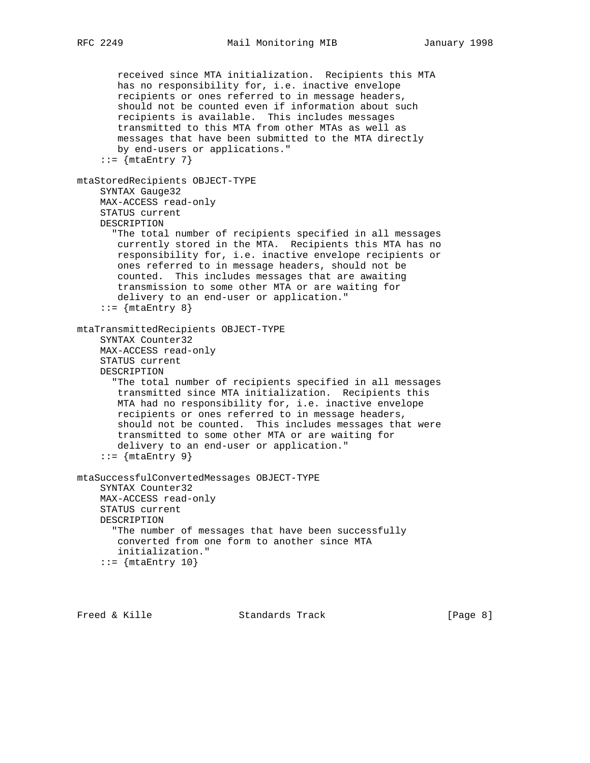```
       received since MTA initialization.  Recipients this MTA
       has no responsibility for, i.e. inactive envelope
       recipients or ones referred to in message headers,
       should not be counted even if information about such
       recipients is available.  This includes messages
       transmitted to this MTA from other MTAs as well as
       messages that have been submitted to the MTA directly
       by end-users or applications."
    ::= {mtaEntry 7}

mtaStoredRecipients OBJECT-TYPE
    SYNTAX Gauge32
    MAX-ACCESS read-only
    STATUS current
    DESCRIPTION
      "The total number of recipients specified in all messages
       currently stored in the MTA.  Recipients this MTA has no
       responsibility for, i.e. inactive envelope recipients or
       ones referred to in message headers, should not be
       counted.  This includes messages that are awaiting
       transmission to some other MTA or are waiting for
       delivery to an end-user or application."
    ::= {mtaEntry 8}

mtaTransmittedRecipients OBJECT-TYPE
    SYNTAX Counter32
    MAX-ACCESS read-only
    STATUS current
    DESCRIPTION
      "The total number of recipients specified in all messages
       transmitted since MTA initialization.  Recipients this
       MTA had no responsibility for, i.e. inactive envelope
       recipients or ones referred to in message headers,
       should not be counted.  This includes messages that were
       transmitted to some other MTA or are waiting for
       delivery to an end-user or application."
    ::= {mtaEntry 9}

mtaSuccessfulConvertedMessages OBJECT-TYPE
    SYNTAX Counter32
    MAX-ACCESS read-only
    STATUS current
    DESCRIPTION
      "The number of messages that have been successfully
       converted from one form to another since MTA
       initialization."
    ::= {mtaEntry 10}
```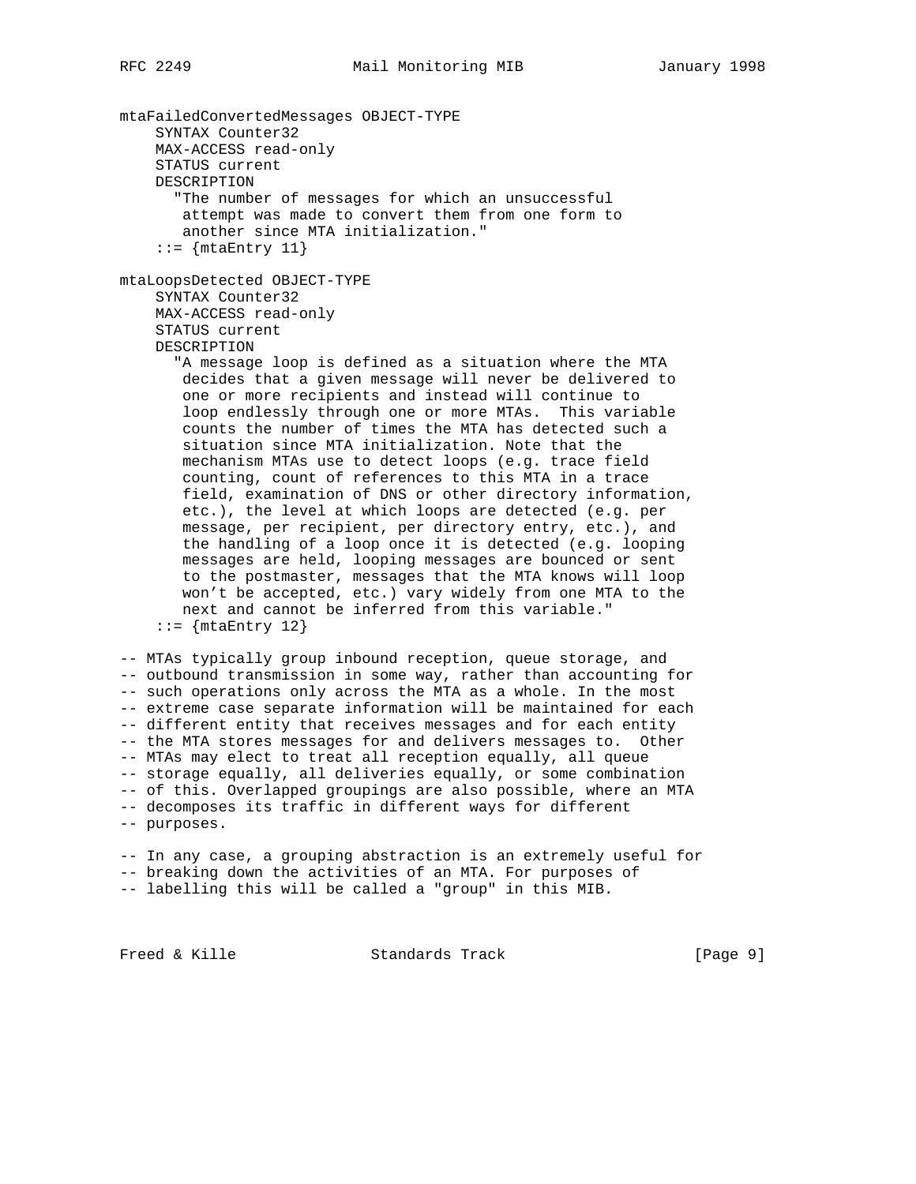```
mtaFailedConvertedMessages OBJECT-TYPE
    SYNTAX Counter32
    MAX-ACCESS read-only
    STATUS current
    DESCRIPTION
      "The number of messages for which an unsuccessful
       attempt was made to convert them from one form to
       another since MTA initialization."
    ::= {mtaEntry 11}

mtaLoopsDetected OBJECT-TYPE
    SYNTAX Counter32
    MAX-ACCESS read-only
    STATUS current
    DESCRIPTION
      "A message loop is defined as a situation where the MTA
       decides that a given message will never be delivered to
       one or more recipients and instead will continue to
       loop endlessly through one or more MTAs.  This variable
       counts the number of times the MTA has detected such a
       situation since MTA initialization. Note that the
       mechanism MTAs use to detect loops (e.g. trace field
       counting, count of references to this MTA in a trace
       field, examination of DNS or other directory information,
       etc.), the level at which loops are detected (e.g. per
       message, per recipient, per directory entry, etc.), and
       the handling of a loop once it is detected (e.g. looping
       messages are held, looping messages are bounced or sent
       to the postmaster, messages that the MTA knows will loop
       won't be accepted, etc.) vary widely from one MTA to the
       next and cannot be inferred from this variable."
    ::= {mtaEntry 12}

-- MTAs typically group inbound reception, queue storage, and
-- outbound transmission in some way, rather than accounting for
-- such operations only across the MTA as a whole. In the most
-- extreme case separate information will be maintained for each
-- different entity that receives messages and for each entity
-- the MTA stores messages for and delivers messages to.  Other
-- MTAs may elect to treat all reception equally, all queue
-- storage equally, all deliveries equally, or some combination
-- of this. Overlapped groupings are also possible, where an MTA
-- decomposes its traffic in different ways for different
-- purposes.

-- In any case, a grouping abstraction is an extremely useful for
-- breaking down the activities of an MTA. For purposes of
-- labelling this will be called a "group" in this MIB.
```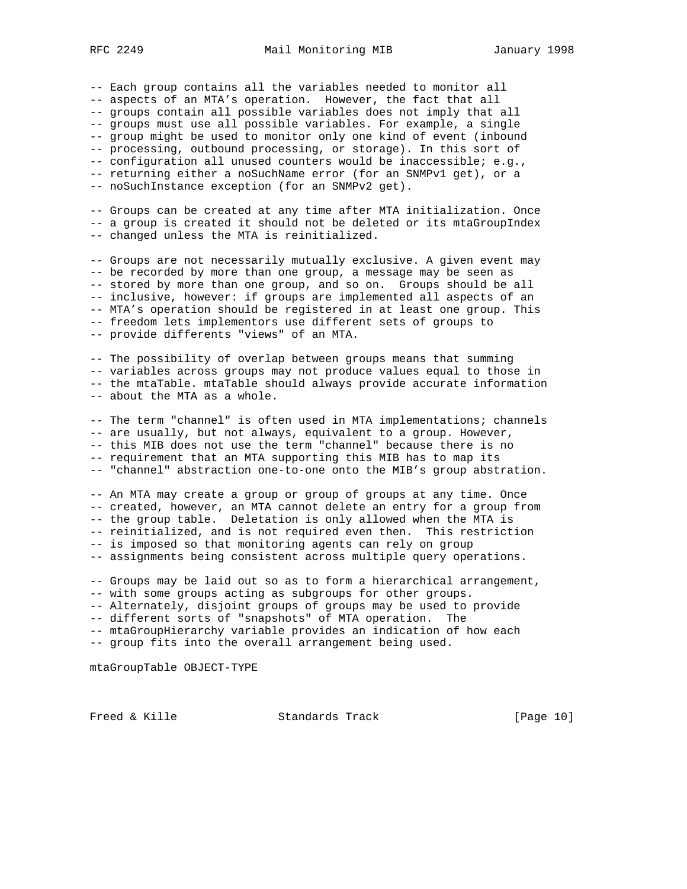```
-- Each group contains all the variables needed to monitor all
-- aspects of an MTA's operation.  However, the fact that all
-- groups contain all possible variables does not imply that all
-- groups must use all possible variables. For example, a single
-- group might be used to monitor only one kind of event (inbound
-- processing, outbound processing, or storage). In this sort of
-- configuration all unused counters would be inaccessible; e.g.,
-- returning either a noSuchName error (for an SNMPv1 get), or a
-- noSuchInstance exception (for an SNMPv2 get).

-- Groups can be created at any time after MTA initialization. Once
-- a group is created it should not be deleted or its mtaGroupIndex
-- changed unless the MTA is reinitialized.

-- Groups are not necessarily mutually exclusive. A given event may
-- be recorded by more than one group, a message may be seen as
-- stored by more than one group, and so on.  Groups should be all
-- inclusive, however: if groups are implemented all aspects of an
-- MTA's operation should be registered in at least one group. This
-- freedom lets implementors use different sets of groups to
-- provide differents "views" of an MTA.

-- The possibility of overlap between groups means that summing
-- variables across groups may not produce values equal to those in
-- the mtaTable. mtaTable should always provide accurate information
-- about the MTA as a whole.

-- The term "channel" is often used in MTA implementations; channels
-- are usually, but not always, equivalent to a group. However,
-- this MIB does not use the term "channel" because there is no
-- requirement that an MTA supporting this MIB has to map its
-- "channel" abstraction one-to-one onto the MIB's group abstration.

-- An MTA may create a group or group of groups at any time. Once
-- created, however, an MTA cannot delete an entry for a group from
-- the group table.  Deletation is only allowed when the MTA is
-- reinitialized, and is not required even then.  This restriction
-- is imposed so that monitoring agents can rely on group
-- assignments being consistent across multiple query operations.

-- Groups may be laid out so as to form a hierarchical arrangement,
-- with some groups acting as subgroups for other groups.
-- Alternately, disjoint groups of groups may be used to provide
-- different sorts of "snapshots" of MTA operation.  The
-- mtaGroupHierarchy variable provides an indication of how each
-- group fits into the overall arrangement being used.

mtaGroupTable OBJECT-TYPE
```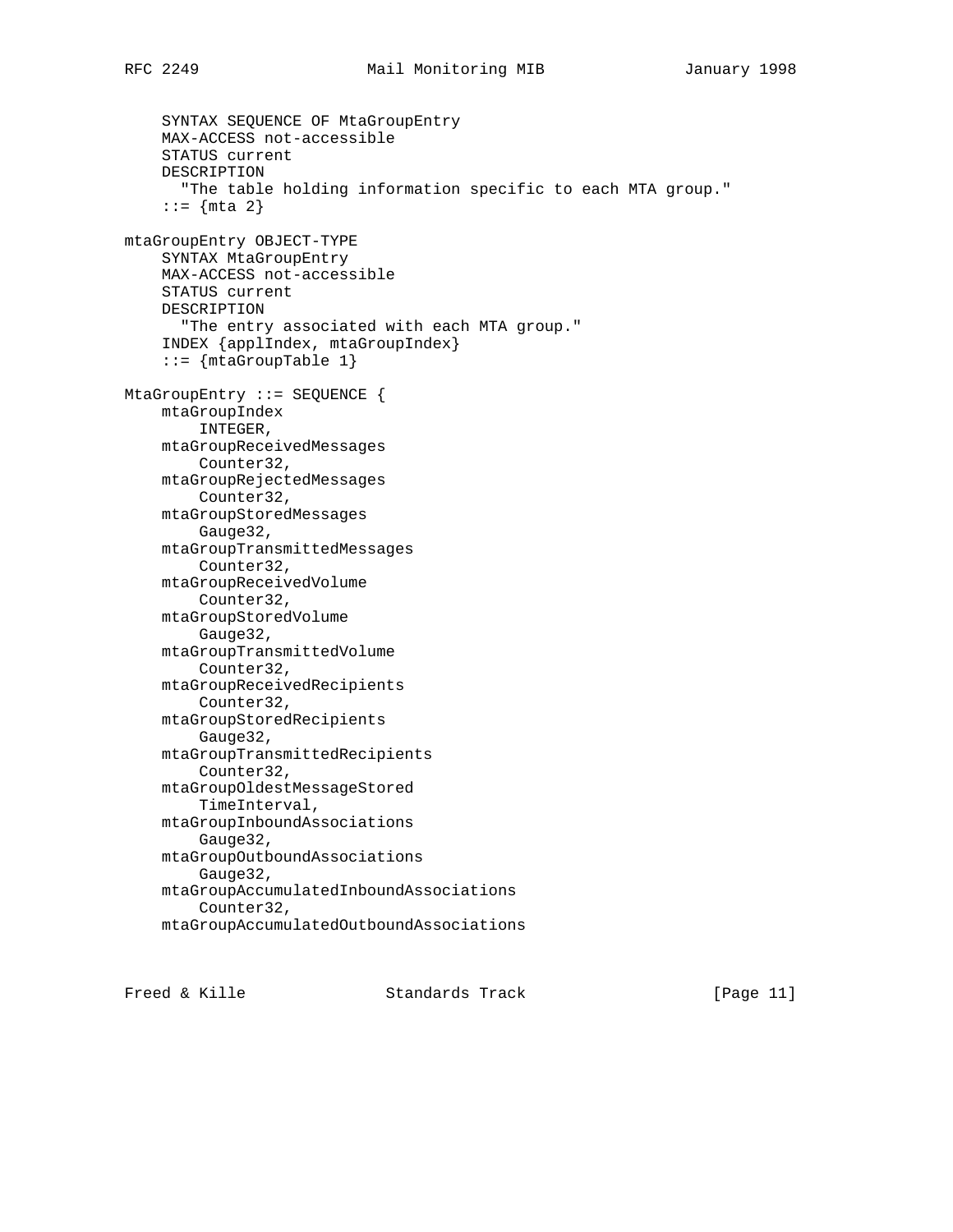```
    SYNTAX SEQUENCE OF MtaGroupEntry
    MAX-ACCESS not-accessible
    STATUS current
    DESCRIPTION
      "The table holding information specific to each MTA group."
    ::= {mta 2}

mtaGroupEntry OBJECT-TYPE
    SYNTAX MtaGroupEntry
    MAX-ACCESS not-accessible
    STATUS current
    DESCRIPTION
      "The entry associated with each MTA group."
    INDEX {applIndex, mtaGroupIndex}
    ::= {mtaGroupTable 1}

MtaGroupEntry ::= SEQUENCE {
    mtaGroupIndex
        INTEGER,
    mtaGroupReceivedMessages
        Counter32,
    mtaGroupRejectedMessages
        Counter32,
    mtaGroupStoredMessages
        Gauge32,
    mtaGroupTransmittedMessages
        Counter32,
    mtaGroupReceivedVolume
        Counter32,
    mtaGroupStoredVolume
        Gauge32,
    mtaGroupTransmittedVolume
        Counter32,
    mtaGroupReceivedRecipients
        Counter32,
    mtaGroupStoredRecipients
        Gauge32,
    mtaGroupTransmittedRecipients
        Counter32,
    mtaGroupOldestMessageStored
        TimeInterval,
    mtaGroupInboundAssociations
        Gauge32,
    mtaGroupOutboundAssociations
        Gauge32,
    mtaGroupAccumulatedInboundAssociations
        Counter32,
    mtaGroupAccumulatedOutboundAssociations
```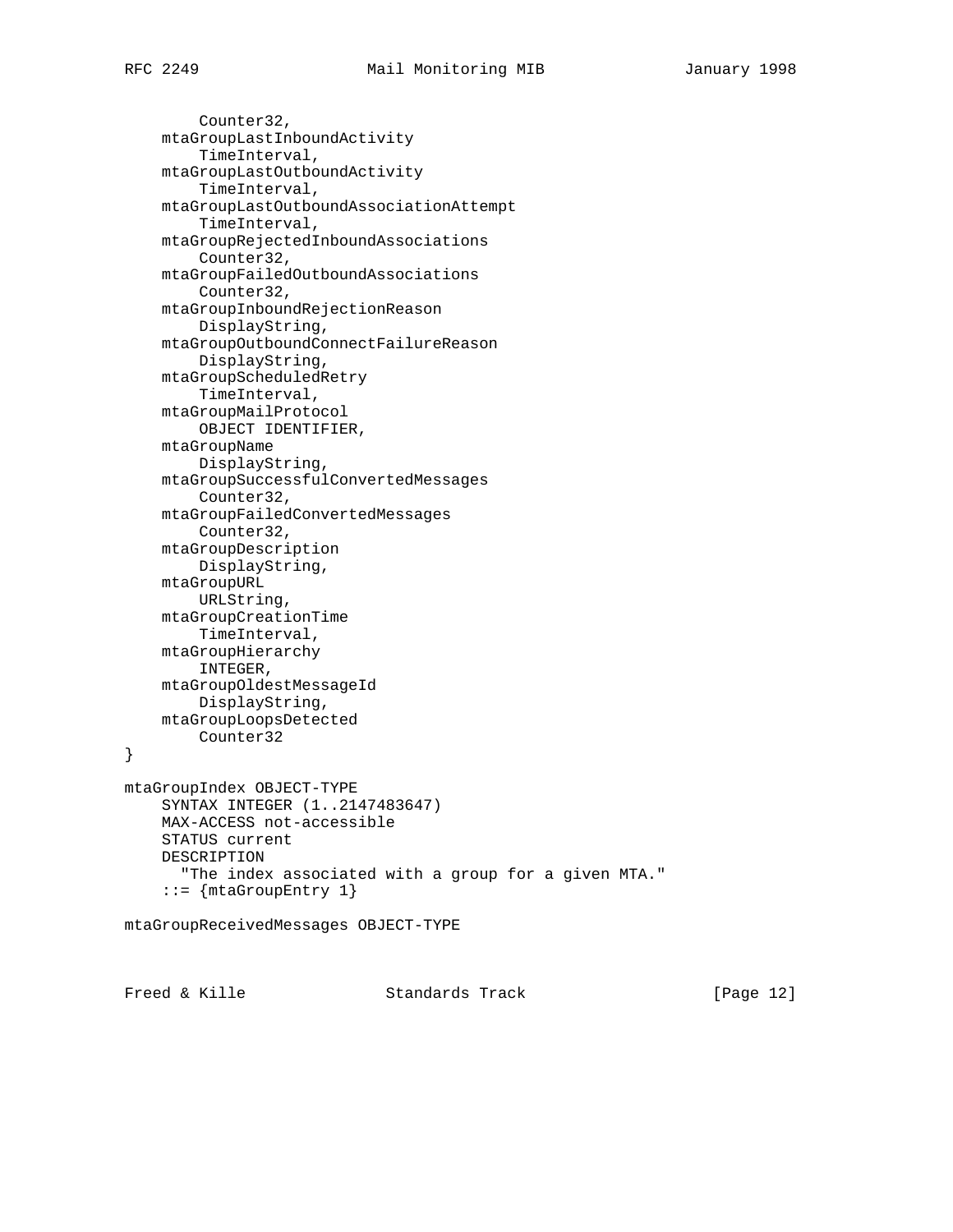```
        Counter32,
    mtaGroupLastInboundActivity
        TimeInterval,
    mtaGroupLastOutboundActivity
        TimeInterval,
    mtaGroupLastOutboundAssociationAttempt
        TimeInterval,
    mtaGroupRejectedInboundAssociations
        Counter32,
    mtaGroupFailedOutboundAssociations
        Counter32,
    mtaGroupInboundRejectionReason
        DisplayString,
    mtaGroupOutboundConnectFailureReason
        DisplayString,
    mtaGroupScheduledRetry
        TimeInterval,
    mtaGroupMailProtocol
        OBJECT IDENTIFIER,
    mtaGroupName
        DisplayString,
    mtaGroupSuccessfulConvertedMessages
        Counter32,
    mtaGroupFailedConvertedMessages
        Counter32,
    mtaGroupDescription
        DisplayString,
    mtaGroupURL
        URLString,
    mtaGroupCreationTime
        TimeInterval,
    mtaGroupHierarchy
        INTEGER,
    mtaGroupOldestMessageId
        DisplayString,
    mtaGroupLoopsDetected
        Counter32
}

mtaGroupIndex OBJECT-TYPE
    SYNTAX INTEGER (1..2147483647)
    MAX-ACCESS not-accessible
    STATUS current
    DESCRIPTION
      "The index associated with a group for a given MTA."
    ::= {mtaGroupEntry 1}

mtaGroupReceivedMessages OBJECT-TYPE
```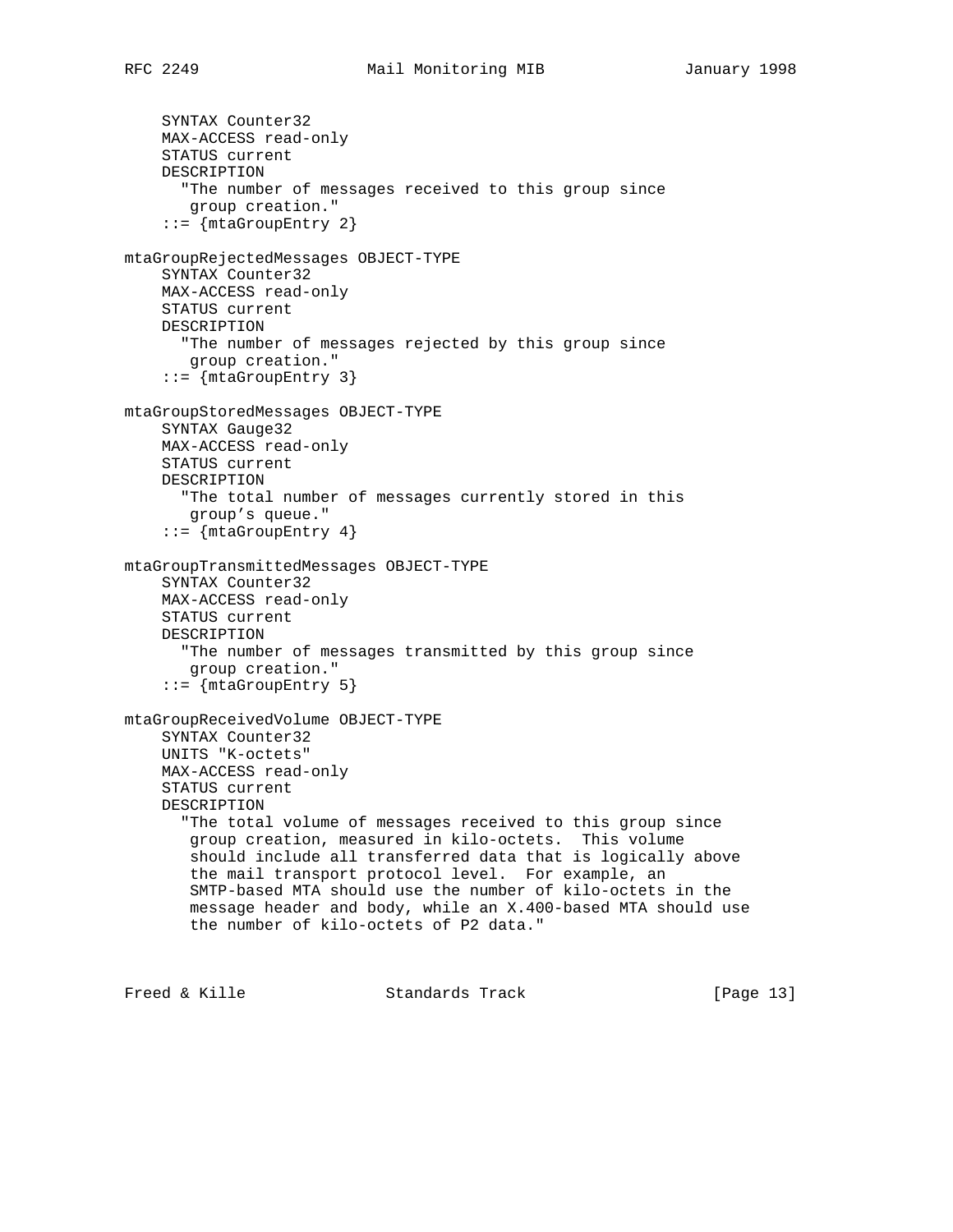```
    SYNTAX Counter32
    MAX-ACCESS read-only
    STATUS current
    DESCRIPTION
      "The number of messages received to this group since
       group creation."
    ::= {mtaGroupEntry 2}

mtaGroupRejectedMessages OBJECT-TYPE
    SYNTAX Counter32
    MAX-ACCESS read-only
    STATUS current
    DESCRIPTION
      "The number of messages rejected by this group since
       group creation."
    ::= {mtaGroupEntry 3}

mtaGroupStoredMessages OBJECT-TYPE
    SYNTAX Gauge32
    MAX-ACCESS read-only
    STATUS current
    DESCRIPTION
      "The total number of messages currently stored in this
       group's queue."
    ::= {mtaGroupEntry 4}

mtaGroupTransmittedMessages OBJECT-TYPE
    SYNTAX Counter32
    MAX-ACCESS read-only
    STATUS current
    DESCRIPTION
      "The number of messages transmitted by this group since
       group creation."
    ::= {mtaGroupEntry 5}

mtaGroupReceivedVolume OBJECT-TYPE
    SYNTAX Counter32
    UNITS "K-octets"
    MAX-ACCESS read-only
    STATUS current
    DESCRIPTION
      "The total volume of messages received to this group since
       group creation, measured in kilo-octets.  This volume
       should include all transferred data that is logically above
       the mail transport protocol level.  For example, an
       SMTP-based MTA should use the number of kilo-octets in the
       message header and body, while an X.400-based MTA should use
       the number of kilo-octets of P2 data."
```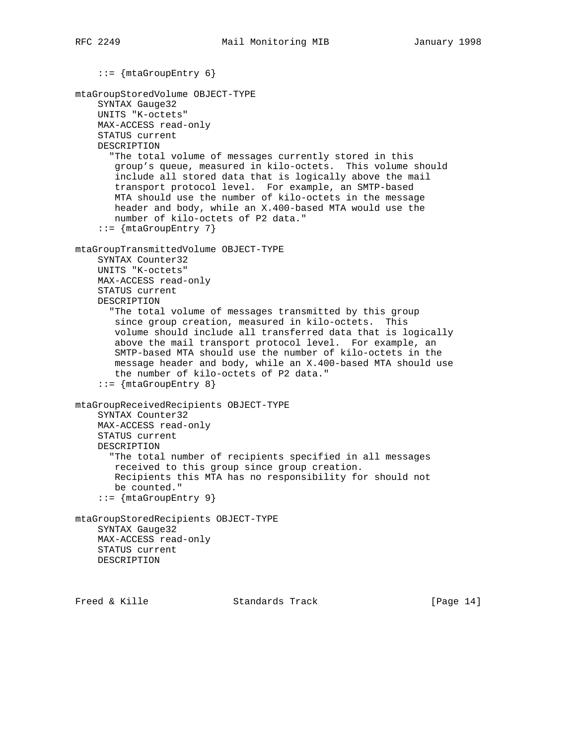```
    ::= {mtaGroupEntry 6}

mtaGroupStoredVolume OBJECT-TYPE
    SYNTAX Gauge32
    UNITS "K-octets"
    MAX-ACCESS read-only
    STATUS current
    DESCRIPTION
      "The total volume of messages currently stored in this
       group’s queue, measured in kilo-octets.  This volume should
       include all stored data that is logically above the mail
       transport protocol level.  For example, an SMTP-based
       MTA should use the number of kilo-octets in the message
       header and body, while an X.400-based MTA would use the
       number of kilo-octets of P2 data."
    ::= {mtaGroupEntry 7}

mtaGroupTransmittedVolume OBJECT-TYPE
    SYNTAX Counter32
    UNITS "K-octets"
    MAX-ACCESS read-only
    STATUS current
    DESCRIPTION
      "The total volume of messages transmitted by this group
       since group creation, measured in kilo-octets.  This
       volume should include all transferred data that is logically
       above the mail transport protocol level.  For example, an
       SMTP-based MTA should use the number of kilo-octets in the
       message header and body, while an X.400-based MTA should use
       the number of kilo-octets of P2 data."
    ::= {mtaGroupEntry 8}

mtaGroupReceivedRecipients OBJECT-TYPE
    SYNTAX Counter32
    MAX-ACCESS read-only
    STATUS current
    DESCRIPTION
      "The total number of recipients specified in all messages
       received to this group since group creation.
       Recipients this MTA has no responsibility for should not
       be counted."
    ::= {mtaGroupEntry 9}

mtaGroupStoredRecipients OBJECT-TYPE
    SYNTAX Gauge32
    MAX-ACCESS read-only
    STATUS current
    DESCRIPTION
```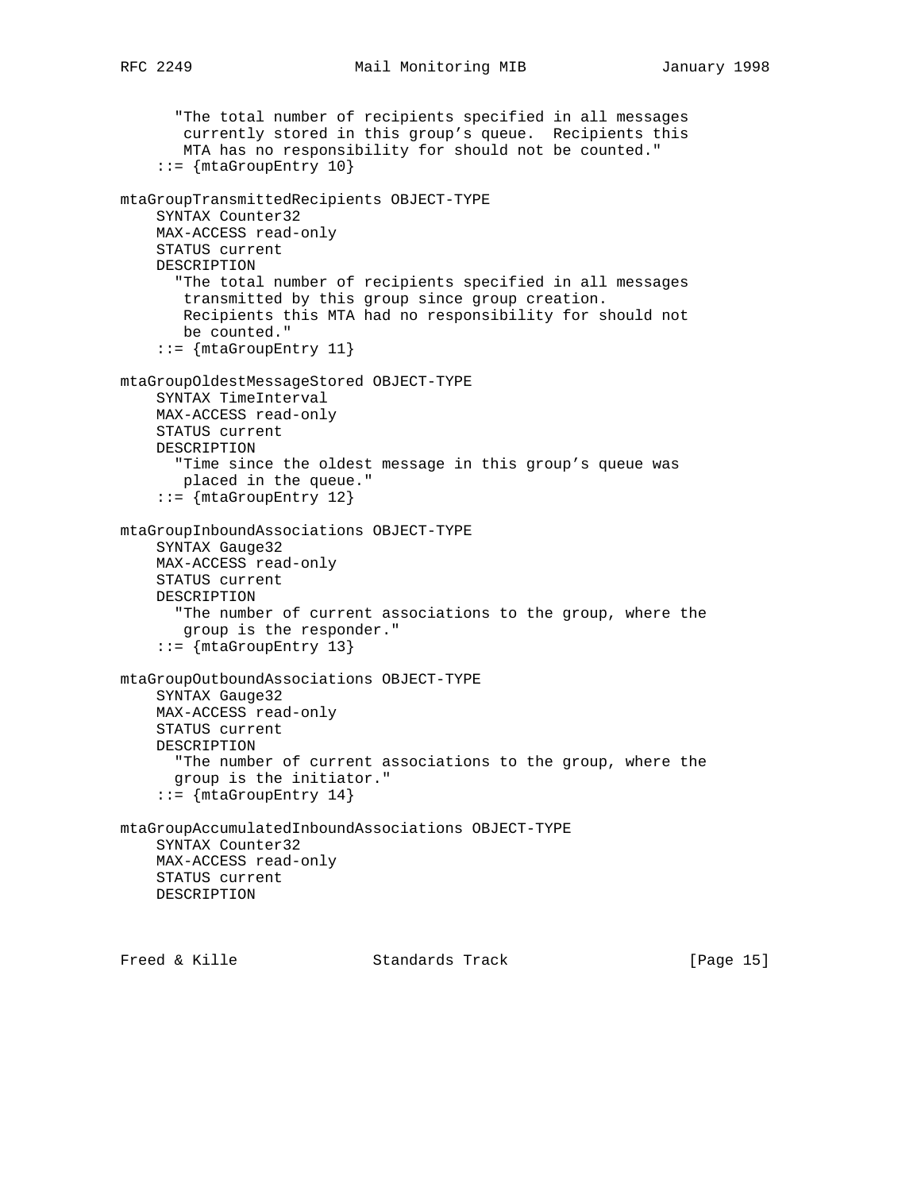```
      "The total number of recipients specified in all messages
       currently stored in this group's queue.  Recipients this
       MTA has no responsibility for should not be counted."
    ::= {mtaGroupEntry 10}

mtaGroupTransmittedRecipients OBJECT-TYPE
    SYNTAX Counter32
    MAX-ACCESS read-only
    STATUS current
    DESCRIPTION
      "The total number of recipients specified in all messages
       transmitted by this group since group creation.
       Recipients this MTA had no responsibility for should not
       be counted."
    ::= {mtaGroupEntry 11}

mtaGroupOldestMessageStored OBJECT-TYPE
    SYNTAX TimeInterval
    MAX-ACCESS read-only
    STATUS current
    DESCRIPTION
      "Time since the oldest message in this group's queue was
       placed in the queue."
    ::= {mtaGroupEntry 12}

mtaGroupInboundAssociations OBJECT-TYPE
    SYNTAX Gauge32
    MAX-ACCESS read-only
    STATUS current
    DESCRIPTION
      "The number of current associations to the group, where the
       group is the responder."
    ::= {mtaGroupEntry 13}

mtaGroupOutboundAssociations OBJECT-TYPE
    SYNTAX Gauge32
    MAX-ACCESS read-only
    STATUS current
    DESCRIPTION
      "The number of current associations to the group, where the
      group is the initiator."
    ::= {mtaGroupEntry 14}

mtaGroupAccumulatedInboundAssociations OBJECT-TYPE
    SYNTAX Counter32
    MAX-ACCESS read-only
    STATUS current
    DESCRIPTION
```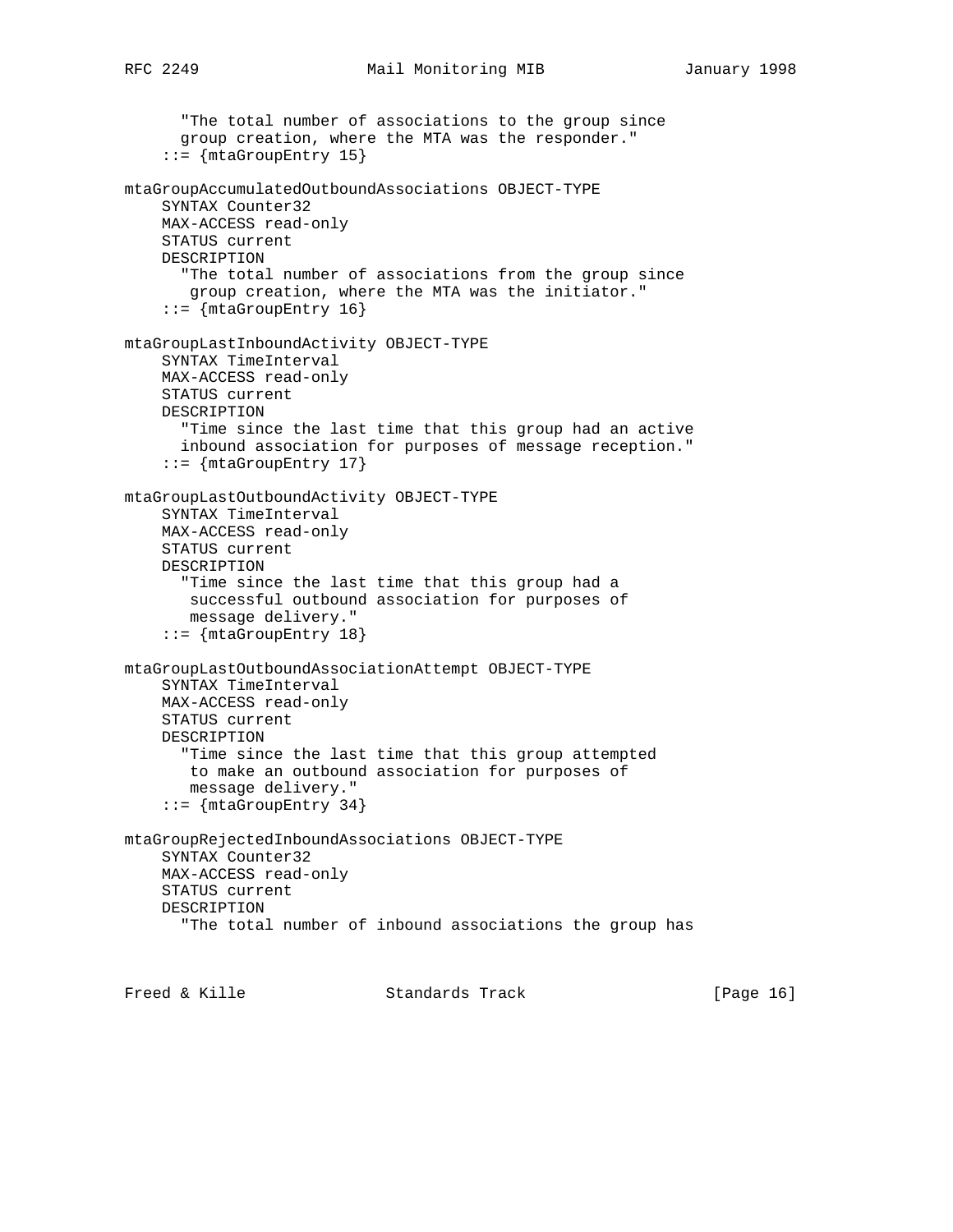```
      "The total number of associations to the group since
      group creation, where the MTA was the responder."
    ::= {mtaGroupEntry 15}

mtaGroupAccumulatedOutboundAssociations OBJECT-TYPE
    SYNTAX Counter32
    MAX-ACCESS read-only
    STATUS current
    DESCRIPTION
      "The total number of associations from the group since
       group creation, where the MTA was the initiator."
    ::= {mtaGroupEntry 16}

mtaGroupLastInboundActivity OBJECT-TYPE
    SYNTAX TimeInterval
    MAX-ACCESS read-only
    STATUS current
    DESCRIPTION
      "Time since the last time that this group had an active
      inbound association for purposes of message reception."
    ::= {mtaGroupEntry 17}

mtaGroupLastOutboundActivity OBJECT-TYPE
    SYNTAX TimeInterval
    MAX-ACCESS read-only
    STATUS current
    DESCRIPTION
      "Time since the last time that this group had a
       successful outbound association for purposes of
       message delivery."
    ::= {mtaGroupEntry 18}

mtaGroupLastOutboundAssociationAttempt OBJECT-TYPE
    SYNTAX TimeInterval
    MAX-ACCESS read-only
    STATUS current
    DESCRIPTION
      "Time since the last time that this group attempted
       to make an outbound association for purposes of
       message delivery."
    ::= {mtaGroupEntry 34}

mtaGroupRejectedInboundAssociations OBJECT-TYPE
    SYNTAX Counter32
    MAX-ACCESS read-only
    STATUS current
    DESCRIPTION
      "The total number of inbound associations the group has
```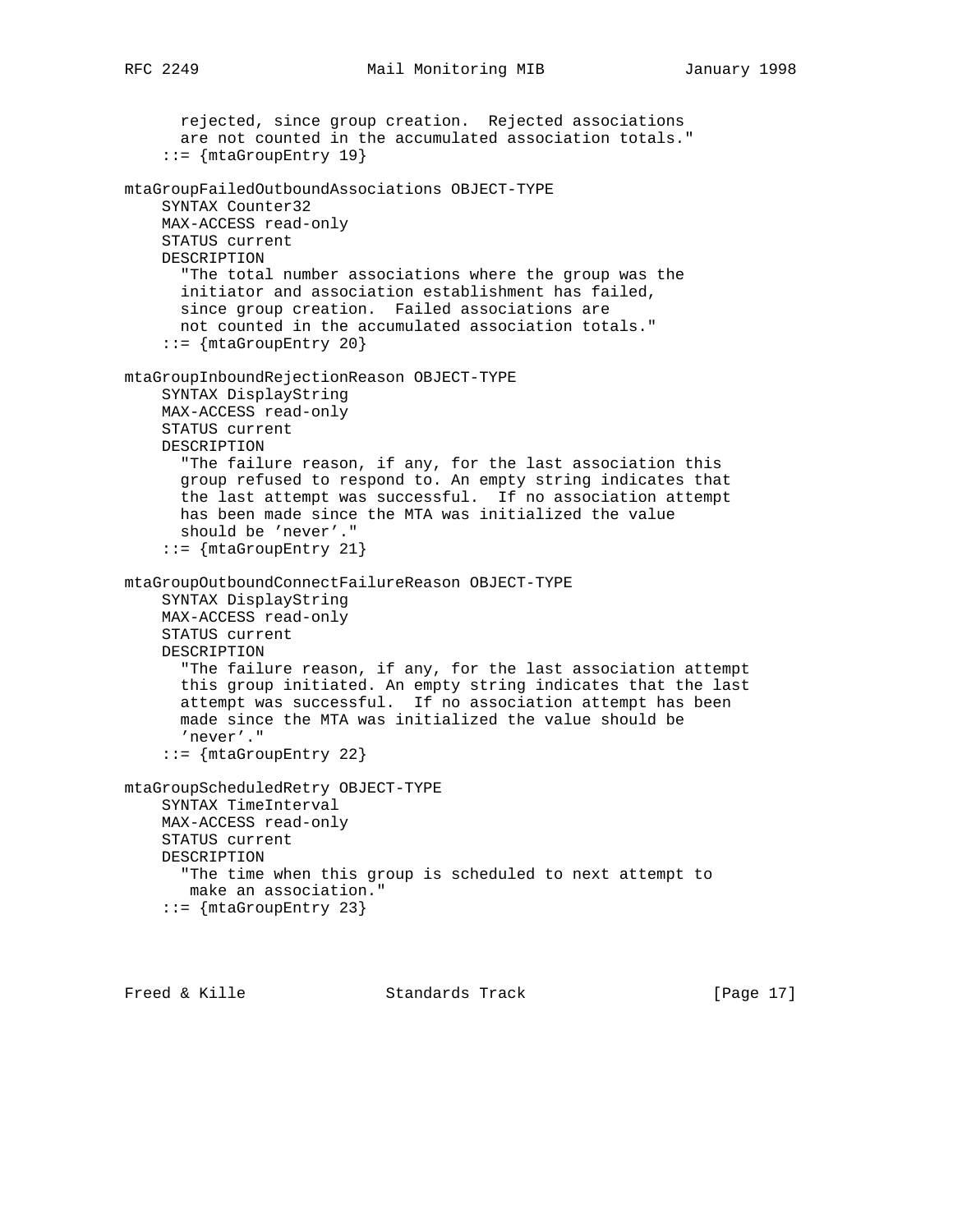```
      rejected, since group creation.  Rejected associations
      are not counted in the accumulated association totals."
    ::= {mtaGroupEntry 19}

mtaGroupFailedOutboundAssociations OBJECT-TYPE
    SYNTAX Counter32
    MAX-ACCESS read-only
    STATUS current
    DESCRIPTION
      "The total number associations where the group was the
      initiator and association establishment has failed,
      since group creation.  Failed associations are
      not counted in the accumulated association totals."
    ::= {mtaGroupEntry 20}

mtaGroupInboundRejectionReason OBJECT-TYPE
    SYNTAX DisplayString
    MAX-ACCESS read-only
    STATUS current
    DESCRIPTION
      "The failure reason, if any, for the last association this
      group refused to respond to. An empty string indicates that
      the last attempt was successful.  If no association attempt
      has been made since the MTA was initialized the value
      should be 'never'."
    ::= {mtaGroupEntry 21}

mtaGroupOutboundConnectFailureReason OBJECT-TYPE
    SYNTAX DisplayString
    MAX-ACCESS read-only
    STATUS current
    DESCRIPTION
      "The failure reason, if any, for the last association attempt
      this group initiated. An empty string indicates that the last
      attempt was successful.  If no association attempt has been
      made since the MTA was initialized the value should be
      'never'."
    ::= {mtaGroupEntry 22}

mtaGroupScheduledRetry OBJECT-TYPE
    SYNTAX TimeInterval
    MAX-ACCESS read-only
    STATUS current
    DESCRIPTION
      "The time when this group is scheduled to next attempt to
       make an association."
    ::= {mtaGroupEntry 23}
```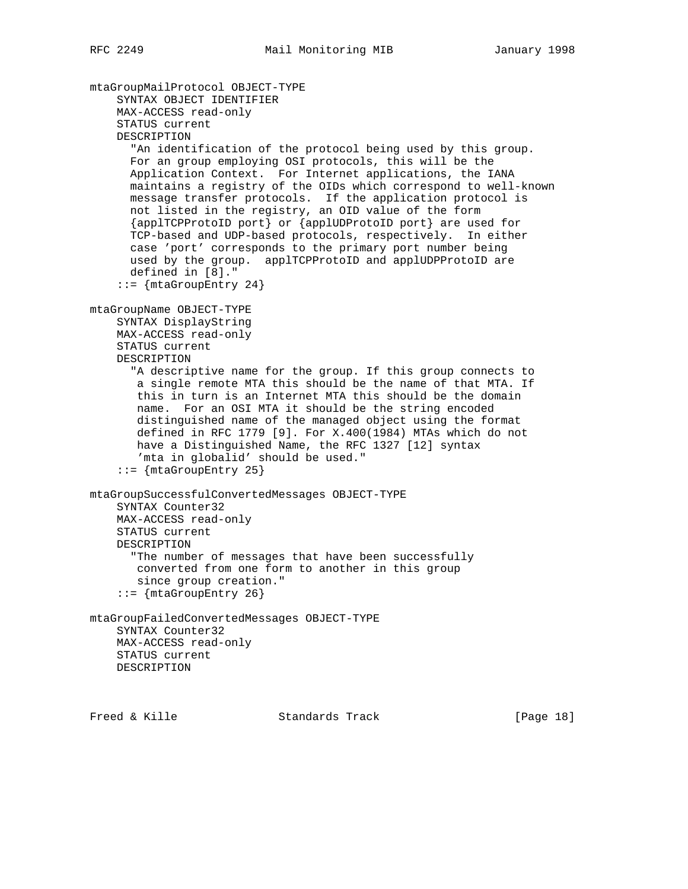```
mtaGroupMailProtocol OBJECT-TYPE
    SYNTAX OBJECT IDENTIFIER
    MAX-ACCESS read-only
    STATUS current
    DESCRIPTION
      "An identification of the protocol being used by this group.
      For an group employing OSI protocols, this will be the
      Application Context.  For Internet applications, the IANA
      maintains a registry of the OIDs which correspond to well-known
      message transfer protocols.  If the application protocol is
      not listed in the registry, an OID value of the form
      {applTCPProtoID port} or {applUDProtoID port} are used for
      TCP-based and UDP-based protocols, respectively.  In either
      case 'port' corresponds to the primary port number being
      used by the group.  applTCPProtoID and applUDPProtoID are
      defined in [8]."
    ::= {mtaGroupEntry 24}

mtaGroupName OBJECT-TYPE
    SYNTAX DisplayString
    MAX-ACCESS read-only
    STATUS current
    DESCRIPTION
      "A descriptive name for the group. If this group connects to
       a single remote MTA this should be the name of that MTA. If
       this in turn is an Internet MTA this should be the domain
       name.  For an OSI MTA it should be the string encoded
       distinguished name of the managed object using the format
       defined in RFC 1779 [9]. For X.400(1984) MTAs which do not
       have a Distinguished Name, the RFC 1327 [12] syntax
       'mta in globalid' should be used."
    ::= {mtaGroupEntry 25}

mtaGroupSuccessfulConvertedMessages OBJECT-TYPE
    SYNTAX Counter32
    MAX-ACCESS read-only
    STATUS current
    DESCRIPTION
      "The number of messages that have been successfully
       converted from one form to another in this group
       since group creation."
    ::= {mtaGroupEntry 26}

mtaGroupFailedConvertedMessages OBJECT-TYPE
    SYNTAX Counter32
    MAX-ACCESS read-only
    STATUS current
    DESCRIPTION
```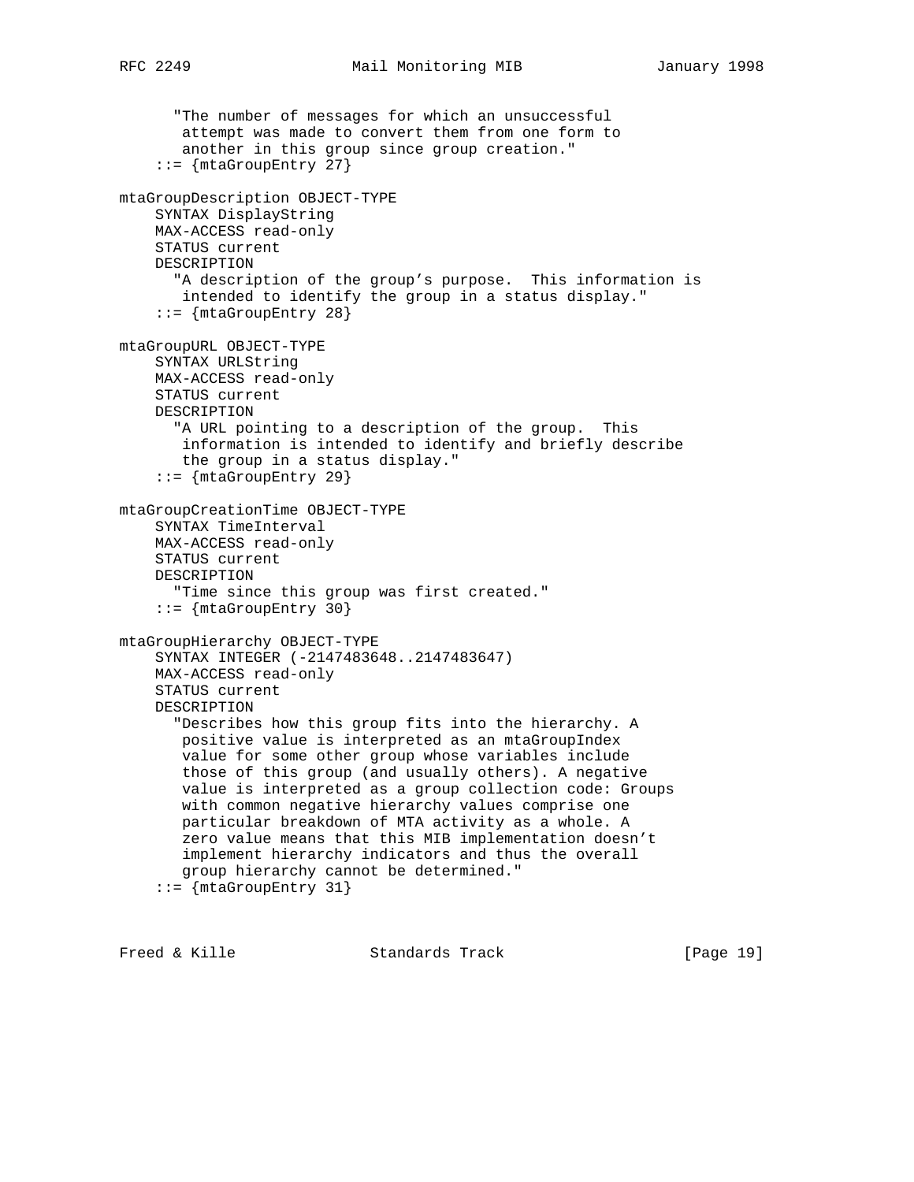```
      "The number of messages for which an unsuccessful
       attempt was made to convert them from one form to
       another in this group since group creation."
    ::= {mtaGroupEntry 27}

mtaGroupDescription OBJECT-TYPE
    SYNTAX DisplayString
    MAX-ACCESS read-only
    STATUS current
    DESCRIPTION
      "A description of the group's purpose.  This information is
       intended to identify the group in a status display."
    ::= {mtaGroupEntry 28}

mtaGroupURL OBJECT-TYPE
    SYNTAX URLString
    MAX-ACCESS read-only
    STATUS current
    DESCRIPTION
      "A URL pointing to a description of the group.  This
       information is intended to identify and briefly describe
       the group in a status display."
    ::= {mtaGroupEntry 29}

mtaGroupCreationTime OBJECT-TYPE
    SYNTAX TimeInterval
    MAX-ACCESS read-only
    STATUS current
    DESCRIPTION
      "Time since this group was first created."
    ::= {mtaGroupEntry 30}

mtaGroupHierarchy OBJECT-TYPE
    SYNTAX INTEGER (-2147483648..2147483647)
    MAX-ACCESS read-only
    STATUS current
    DESCRIPTION
      "Describes how this group fits into the hierarchy. A
       positive value is interpreted as an mtaGroupIndex
       value for some other group whose variables include
       those of this group (and usually others). A negative
       value is interpreted as a group collection code: Groups
       with common negative hierarchy values comprise one
       particular breakdown of MTA activity as a whole. A
       zero value means that this MIB implementation doesn't
       implement hierarchy indicators and thus the overall
       group hierarchy cannot be determined."
    ::= {mtaGroupEntry 31}
```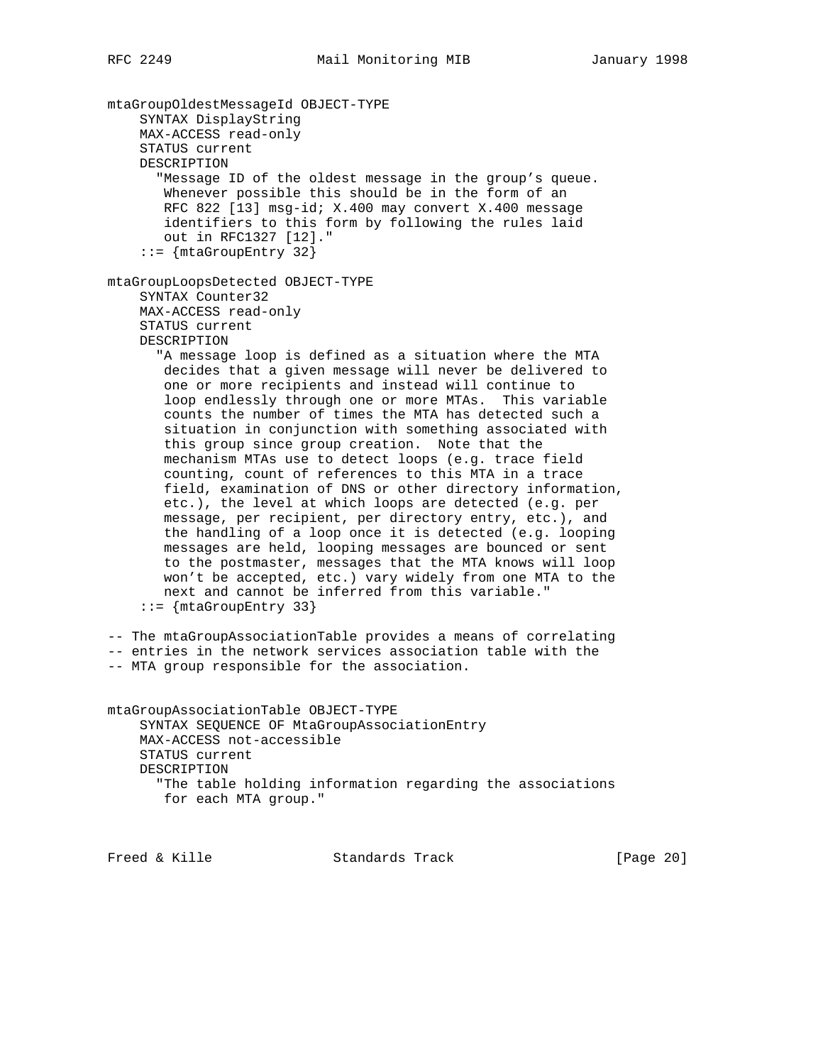```
mtaGroupOldestMessageId OBJECT-TYPE
    SYNTAX DisplayString
    MAX-ACCESS read-only
    STATUS current
    DESCRIPTION
      "Message ID of the oldest message in the group's queue.
       Whenever possible this should be in the form of an
       RFC 822 [13] msg-id; X.400 may convert X.400 message
       identifiers to this form by following the rules laid
       out in RFC1327 [12]."
    ::= {mtaGroupEntry 32}

mtaGroupLoopsDetected OBJECT-TYPE
    SYNTAX Counter32
    MAX-ACCESS read-only
    STATUS current
    DESCRIPTION
      "A message loop is defined as a situation where the MTA
       decides that a given message will never be delivered to
       one or more recipients and instead will continue to
       loop endlessly through one or more MTAs.  This variable
       counts the number of times the MTA has detected such a
       situation in conjunction with something associated with
       this group since group creation.  Note that the
       mechanism MTAs use to detect loops (e.g. trace field
       counting, count of references to this MTA in a trace
       field, examination of DNS or other directory information,
       etc.), the level at which loops are detected (e.g. per
       message, per recipient, per directory entry, etc.), and
       the handling of a loop once it is detected (e.g. looping
       messages are held, looping messages are bounced or sent
       to the postmaster, messages that the MTA knows will loop
       won't be accepted, etc.) vary widely from one MTA to the
       next and cannot be inferred from this variable."
    ::= {mtaGroupEntry 33}

-- The mtaGroupAssociationTable provides a means of correlating
-- entries in the network services association table with the
-- MTA group responsible for the association.


mtaGroupAssociationTable OBJECT-TYPE
    SYNTAX SEQUENCE OF MtaGroupAssociationEntry
    MAX-ACCESS not-accessible
    STATUS current
    DESCRIPTION
      "The table holding information regarding the associations
       for each MTA group."
```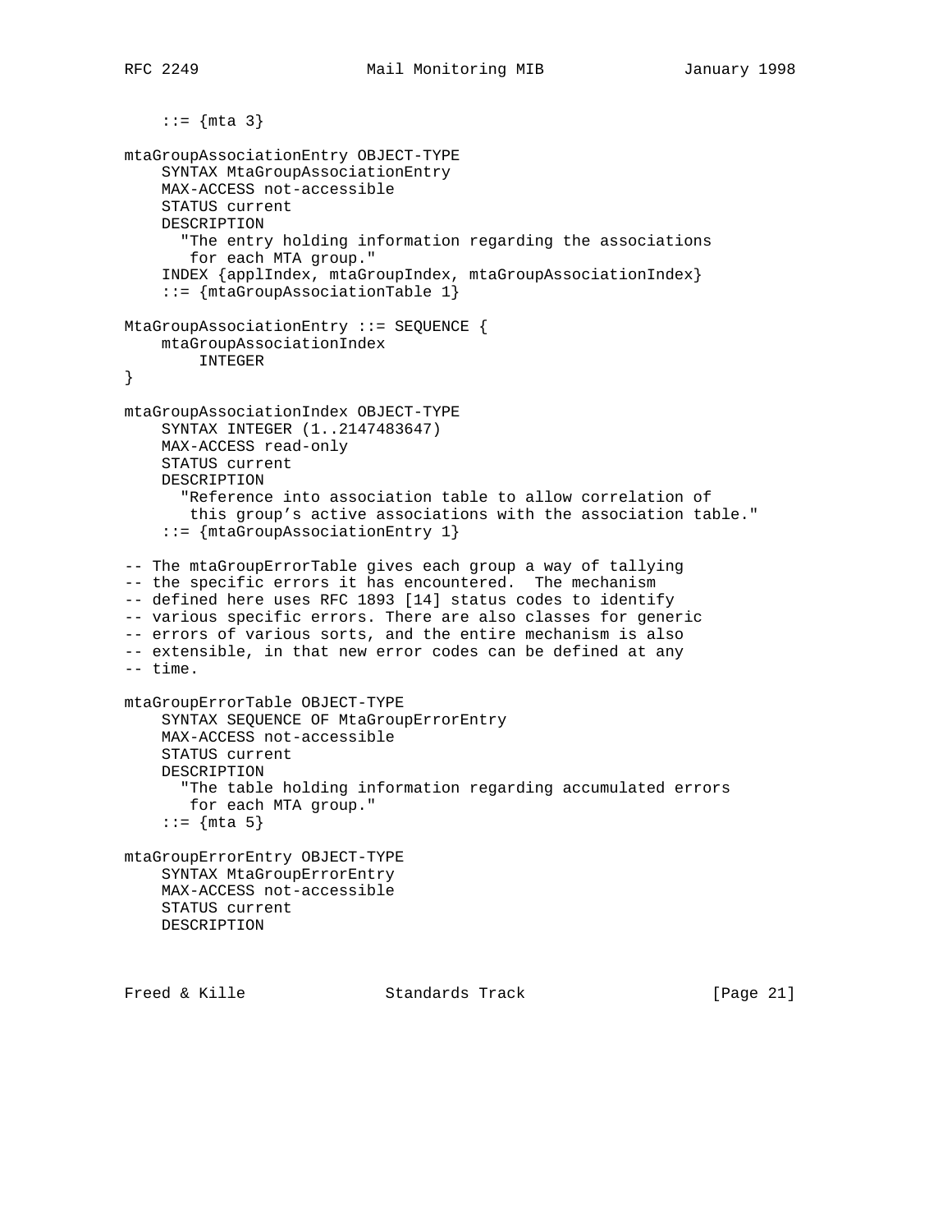```
    ::= {mta 3}

mtaGroupAssociationEntry OBJECT-TYPE
    SYNTAX MtaGroupAssociationEntry
    MAX-ACCESS not-accessible
    STATUS current
    DESCRIPTION
      "The entry holding information regarding the associations
       for each MTA group."
    INDEX {applIndex, mtaGroupIndex, mtaGroupAssociationIndex}
    ::= {mtaGroupAssociationTable 1}

MtaGroupAssociationEntry ::= SEQUENCE {
    mtaGroupAssociationIndex
        INTEGER
}

mtaGroupAssociationIndex OBJECT-TYPE
    SYNTAX INTEGER (1..2147483647)
    MAX-ACCESS read-only
    STATUS current
    DESCRIPTION
      "Reference into association table to allow correlation of
       this group's active associations with the association table."
    ::= {mtaGroupAssociationEntry 1}

-- The mtaGroupErrorTable gives each group a way of tallying
-- the specific errors it has encountered.  The mechanism
-- defined here uses RFC 1893 [14] status codes to identify
-- various specific errors. There are also classes for generic
-- errors of various sorts, and the entire mechanism is also
-- extensible, in that new error codes can be defined at any
-- time.

mtaGroupErrorTable OBJECT-TYPE
    SYNTAX SEQUENCE OF MtaGroupErrorEntry
    MAX-ACCESS not-accessible
    STATUS current
    DESCRIPTION
      "The table holding information regarding accumulated errors
       for each MTA group."
    ::= {mta 5}

mtaGroupErrorEntry OBJECT-TYPE
    SYNTAX MtaGroupErrorEntry
    MAX-ACCESS not-accessible
    STATUS current
    DESCRIPTION
```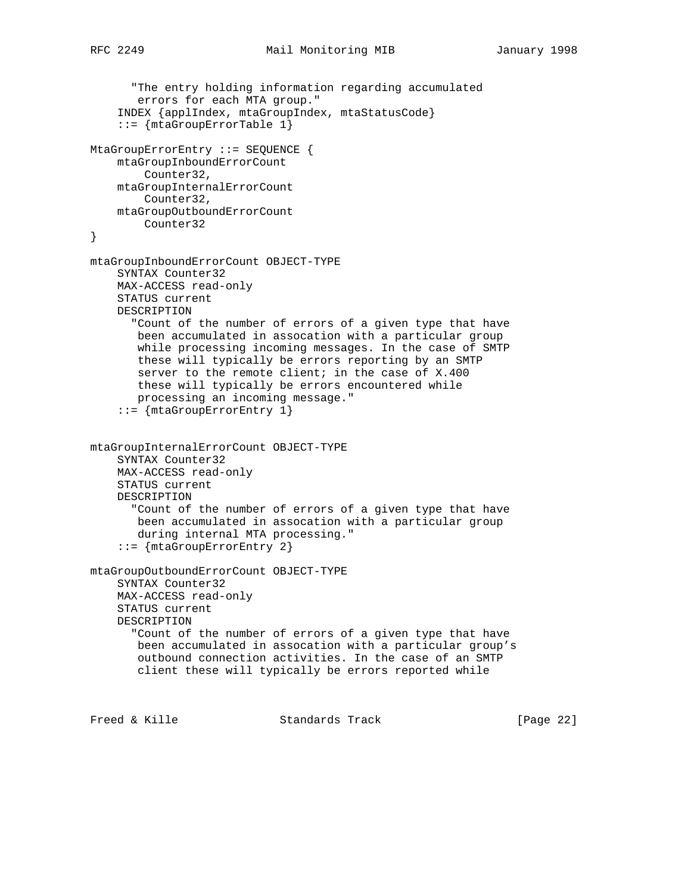```
      "The entry holding information regarding accumulated
       errors for each MTA group."
    INDEX {applIndex, mtaGroupIndex, mtaStatusCode}
    ::= {mtaGroupErrorTable 1}

MtaGroupErrorEntry ::= SEQUENCE {
    mtaGroupInboundErrorCount
        Counter32,
    mtaGroupInternalErrorCount
        Counter32,
    mtaGroupOutboundErrorCount
        Counter32
}

mtaGroupInboundErrorCount OBJECT-TYPE
    SYNTAX Counter32
    MAX-ACCESS read-only
    STATUS current
    DESCRIPTION
      "Count of the number of errors of a given type that have
       been accumulated in assocation with a particular group
       while processing incoming messages. In the case of SMTP
       these will typically be errors reporting by an SMTP
       server to the remote client; in the case of X.400
       these will typically be errors encountered while
       processing an incoming message."
    ::= {mtaGroupErrorEntry 1}


mtaGroupInternalErrorCount OBJECT-TYPE
    SYNTAX Counter32
    MAX-ACCESS read-only
    STATUS current
    DESCRIPTION
      "Count of the number of errors of a given type that have
       been accumulated in assocation with a particular group
       during internal MTA processing."
    ::= {mtaGroupErrorEntry 2}

mtaGroupOutboundErrorCount OBJECT-TYPE
    SYNTAX Counter32
    MAX-ACCESS read-only
    STATUS current
    DESCRIPTION
      "Count of the number of errors of a given type that have
       been accumulated in assocation with a particular group's
       outbound connection activities. In the case of an SMTP
       client these will typically be errors reported while
```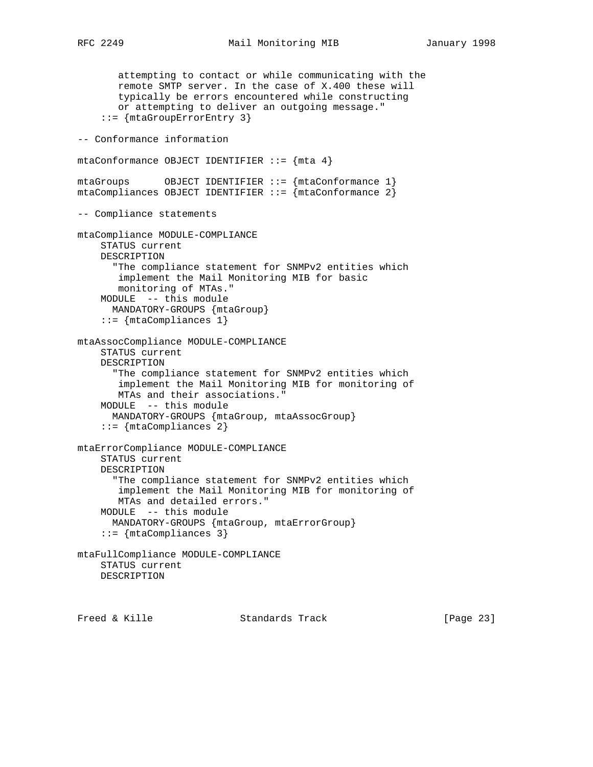```
       attempting to contact or while communicating with the
       remote SMTP server. In the case of X.400 these will
       typically be errors encountered while constructing
       or attempting to deliver an outgoing message."
    ::= {mtaGroupErrorEntry 3}

-- Conformance information

mtaConformance OBJECT IDENTIFIER ::= {mta 4}

mtaGroups      OBJECT IDENTIFIER ::= {mtaConformance 1}
mtaCompliances OBJECT IDENTIFIER ::= {mtaConformance 2}

-- Compliance statements

mtaCompliance MODULE-COMPLIANCE
    STATUS current
    DESCRIPTION
      "The compliance statement for SNMPv2 entities which
       implement the Mail Monitoring MIB for basic
       monitoring of MTAs."
    MODULE  -- this module
      MANDATORY-GROUPS {mtaGroup}
    ::= {mtaCompliances 1}

mtaAssocCompliance MODULE-COMPLIANCE
    STATUS current
    DESCRIPTION
      "The compliance statement for SNMPv2 entities which
       implement the Mail Monitoring MIB for monitoring of
       MTAs and their associations."
    MODULE  -- this module
      MANDATORY-GROUPS {mtaGroup, mtaAssocGroup}
    ::= {mtaCompliances 2}

mtaErrorCompliance MODULE-COMPLIANCE
    STATUS current
    DESCRIPTION
      "The compliance statement for SNMPv2 entities which
       implement the Mail Monitoring MIB for monitoring of
       MTAs and detailed errors."
    MODULE  -- this module
      MANDATORY-GROUPS {mtaGroup, mtaErrorGroup}
    ::= {mtaCompliances 3}

mtaFullCompliance MODULE-COMPLIANCE
    STATUS current
    DESCRIPTION
```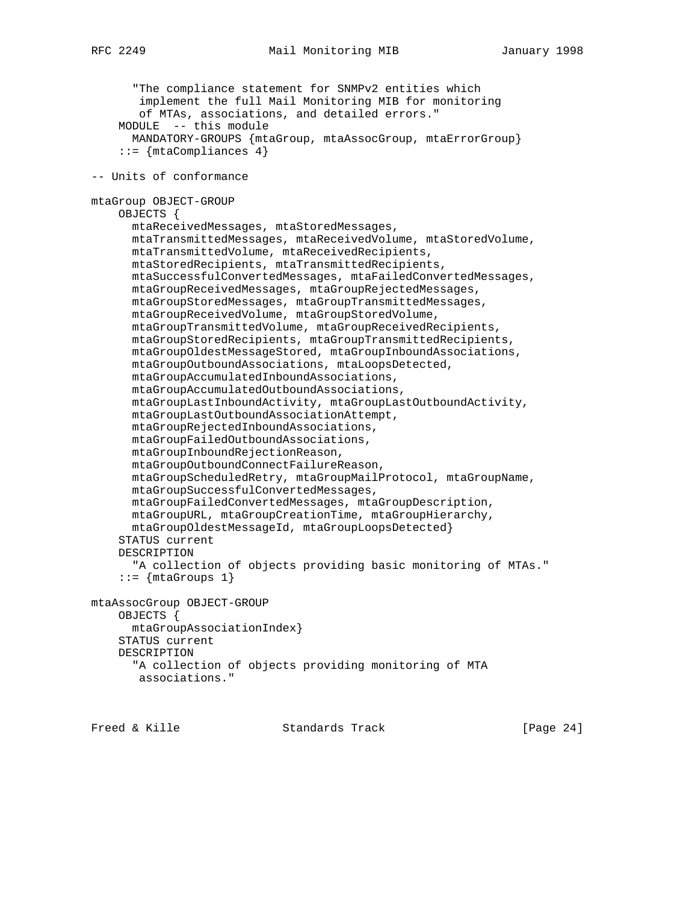```
      "The compliance statement for SNMPv2 entities which
       implement the full Mail Monitoring MIB for monitoring
       of MTAs, associations, and detailed errors."
    MODULE  -- this module
      MANDATORY-GROUPS {mtaGroup, mtaAssocGroup, mtaErrorGroup}
    ::= {mtaCompliances 4}

-- Units of conformance

mtaGroup OBJECT-GROUP
    OBJECTS {
      mtaReceivedMessages, mtaStoredMessages,
      mtaTransmittedMessages, mtaReceivedVolume, mtaStoredVolume,
      mtaTransmittedVolume, mtaReceivedRecipients,
      mtaStoredRecipients, mtaTransmittedRecipients,
      mtaSuccessfulConvertedMessages, mtaFailedConvertedMessages,
      mtaGroupReceivedMessages, mtaGroupRejectedMessages,
      mtaGroupStoredMessages, mtaGroupTransmittedMessages,
      mtaGroupReceivedVolume, mtaGroupStoredVolume,
      mtaGroupTransmittedVolume, mtaGroupReceivedRecipients,
      mtaGroupStoredRecipients, mtaGroupTransmittedRecipients,
      mtaGroupOldestMessageStored, mtaGroupInboundAssociations,
      mtaGroupOutboundAssociations, mtaLoopsDetected,
      mtaGroupAccumulatedInboundAssociations,
      mtaGroupAccumulatedOutboundAssociations,
      mtaGroupLastInboundActivity, mtaGroupLastOutboundActivity,
      mtaGroupLastOutboundAssociationAttempt,
      mtaGroupRejectedInboundAssociations,
      mtaGroupFailedOutboundAssociations,
      mtaGroupInboundRejectionReason,
      mtaGroupOutboundConnectFailureReason,
      mtaGroupScheduledRetry, mtaGroupMailProtocol, mtaGroupName,
      mtaGroupSuccessfulConvertedMessages,
      mtaGroupFailedConvertedMessages, mtaGroupDescription,
      mtaGroupURL, mtaGroupCreationTime, mtaGroupHierarchy,
      mtaGroupOldestMessageId, mtaGroupLoopsDetected}
    STATUS current
    DESCRIPTION
      "A collection of objects providing basic monitoring of MTAs."
    ::= {mtaGroups 1}

mtaAssocGroup OBJECT-GROUP
    OBJECTS {
      mtaGroupAssociationIndex}
    STATUS current
    DESCRIPTION
      "A collection of objects providing monitoring of MTA
       associations."
```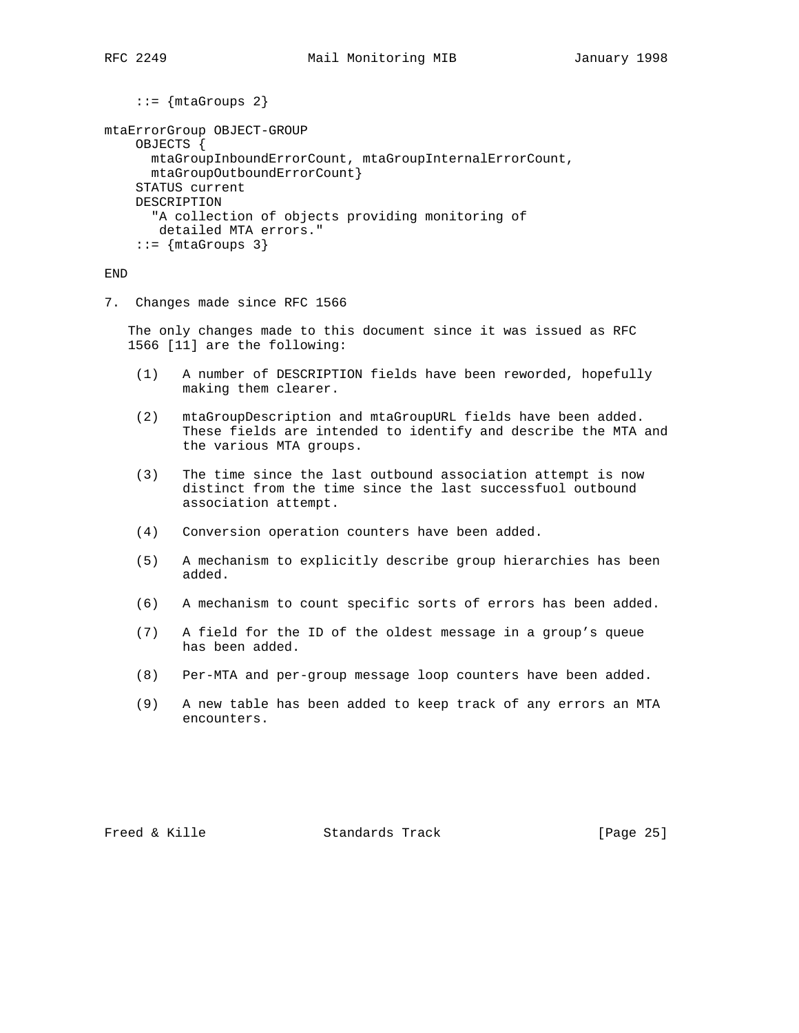```
    ::= {mtaGroups 2}

mtaErrorGroup OBJECT-GROUP
    OBJECTS {
      mtaGroupInboundErrorCount, mtaGroupInternalErrorCount,
      mtaGroupOutboundErrorCount}
    STATUS current
    DESCRIPTION
      "A collection of objects providing monitoring of
       detailed MTA errors."
    ::= {mtaGroups 3}

END
```

## 7. Changes made since RFC 1566

The only changes made to this document since it was issued as RFC 1566 [11] are the following:

(1) A number of DESCRIPTION fields have been reworded, hopefully making them clearer.

(2) mtaGroupDescription and mtaGroupURL fields have been added. These fields are intended to identify and describe the MTA and the various MTA groups.

(3) The time since the last outbound association attempt is now distinct from the time since the last successfuol outbound association attempt.

(4) Conversion operation counters have been added.

(5) A mechanism to explicitly describe group hierarchies has been added.

(6) A mechanism to count specific sorts of errors has been added.

(7) A field for the ID of the oldest message in a group's queue has been added.

(8) Per-MTA and per-group message loop counters have been added.

(9) A new table has been added to keep track of any errors an MTA encounters.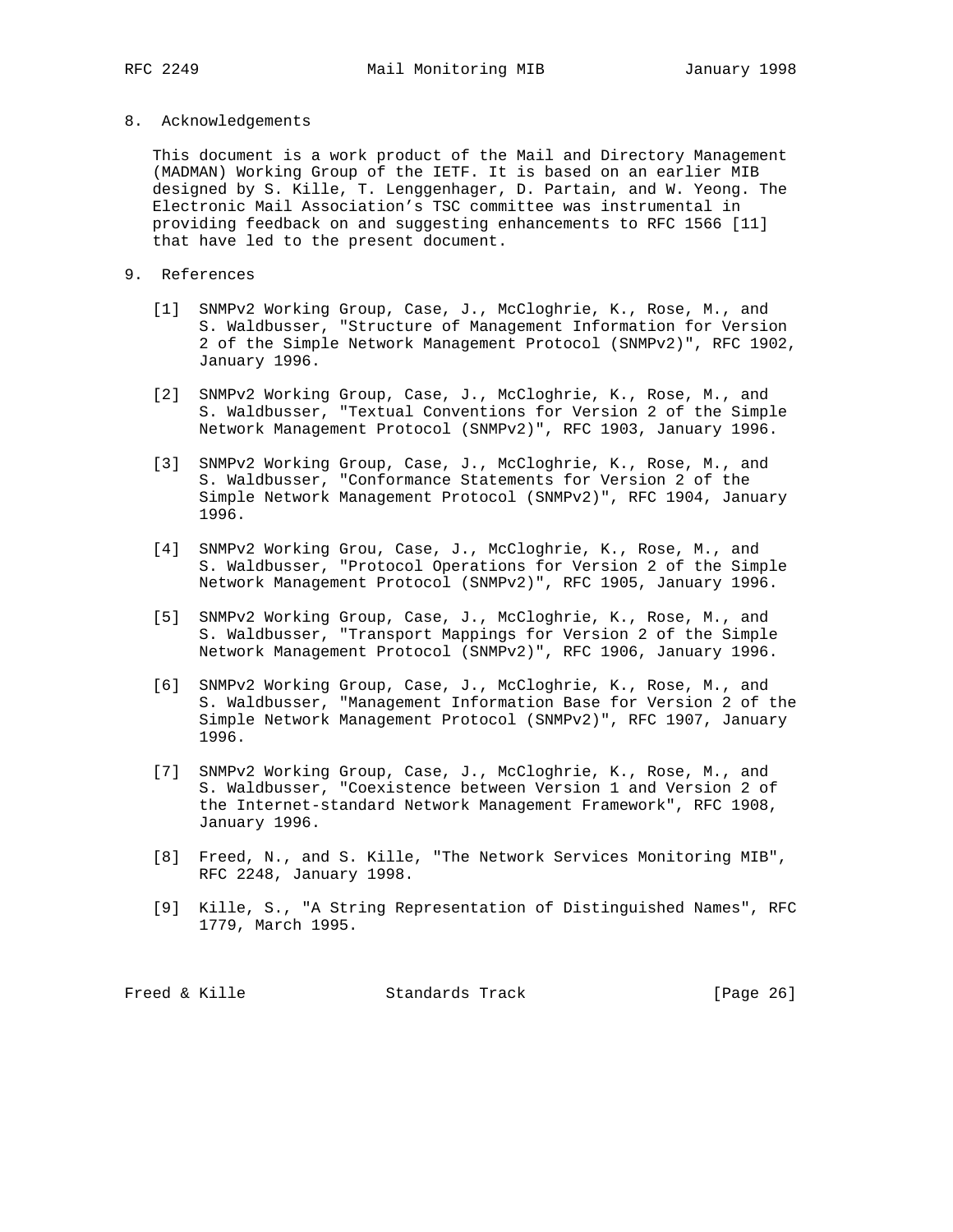## 8. Acknowledgements

This document is a work product of the Mail and Directory Management (MADMAN) Working Group of the IETF. It is based on an earlier MIB designed by S. Kille, T. Lenggenhager, D. Partain, and W. Yeong. The Electronic Mail Association's TSC committee was instrumental in providing feedback on and suggesting enhancements to RFC 1566 [11] that have led to the present document.

## 9. References

[1] SNMPv2 Working Group, Case, J., McCloghrie, K., Rose, M., and S. Waldbusser, "Structure of Management Information for Version 2 of the Simple Network Management Protocol (SNMPv2)", RFC 1902, January 1996.

[2] SNMPv2 Working Group, Case, J., McCloghrie, K., Rose, M., and S. Waldbusser, "Textual Conventions for Version 2 of the Simple Network Management Protocol (SNMPv2)", RFC 1903, January 1996.

[3] SNMPv2 Working Group, Case, J., McCloghrie, K., Rose, M., and S. Waldbusser, "Conformance Statements for Version 2 of the Simple Network Management Protocol (SNMPv2)", RFC 1904, January 1996.

[4] SNMPv2 Working Grou, Case, J., McCloghrie, K., Rose, M., and S. Waldbusser, "Protocol Operations for Version 2 of the Simple Network Management Protocol (SNMPv2)", RFC 1905, January 1996.

[5] SNMPv2 Working Group, Case, J., McCloghrie, K., Rose, M., and S. Waldbusser, "Transport Mappings for Version 2 of the Simple Network Management Protocol (SNMPv2)", RFC 1906, January 1996.

[6] SNMPv2 Working Group, Case, J., McCloghrie, K., Rose, M., and S. Waldbusser, "Management Information Base for Version 2 of the Simple Network Management Protocol (SNMPv2)", RFC 1907, January 1996.

[7] SNMPv2 Working Group, Case, J., McCloghrie, K., Rose, M., and S. Waldbusser, "Coexistence between Version 1 and Version 2 of the Internet-standard Network Management Framework", RFC 1908, January 1996.

[8] Freed, N., and S. Kille, "The Network Services Monitoring MIB", RFC 2248, January 1998.

[9] Kille, S., "A String Representation of Distinguished Names", RFC 1779, March 1995.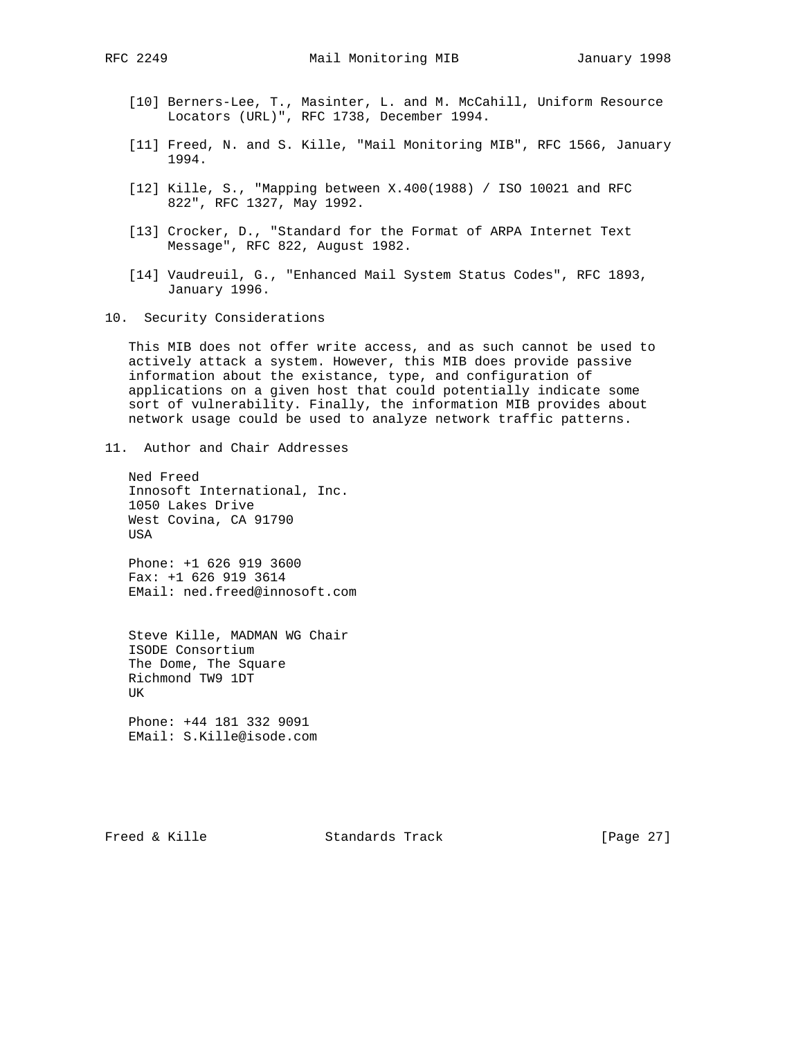[10] Berners-Lee, T., Masinter, L. and M. McCahill, Uniform Resource Locators (URL)", RFC 1738, December 1994.

[11] Freed, N. and S. Kille, "Mail Monitoring MIB", RFC 1566, January 1994.

[12] Kille, S., "Mapping between X.400(1988) / ISO 10021 and RFC 822", RFC 1327, May 1992.

[13] Crocker, D., "Standard for the Format of ARPA Internet Text Message", RFC 822, August 1982.

[14] Vaudreuil, G., "Enhanced Mail System Status Codes", RFC 1893, January 1996.

## 10. Security Considerations

This MIB does not offer write access, and as such cannot be used to actively attack a system. However, this MIB does provide passive information about the existance, type, and configuration of applications on a given host that could potentially indicate some sort of vulnerability. Finally, the information MIB provides about network usage could be used to analyze network traffic patterns.

## 11. Author and Chair Addresses

Ned Freed
Innosoft International, Inc.
1050 Lakes Drive
West Covina, CA 91790
USA

Phone: +1 626 919 3600
Fax: +1 626 919 3614
EMail: ned.freed@innosoft.com

Steve Kille, MADMAN WG Chair
ISODE Consortium
The Dome, The Square
Richmond TW9 1DT
UK

Phone: +44 181 332 9091
EMail: S.Kille@isode.com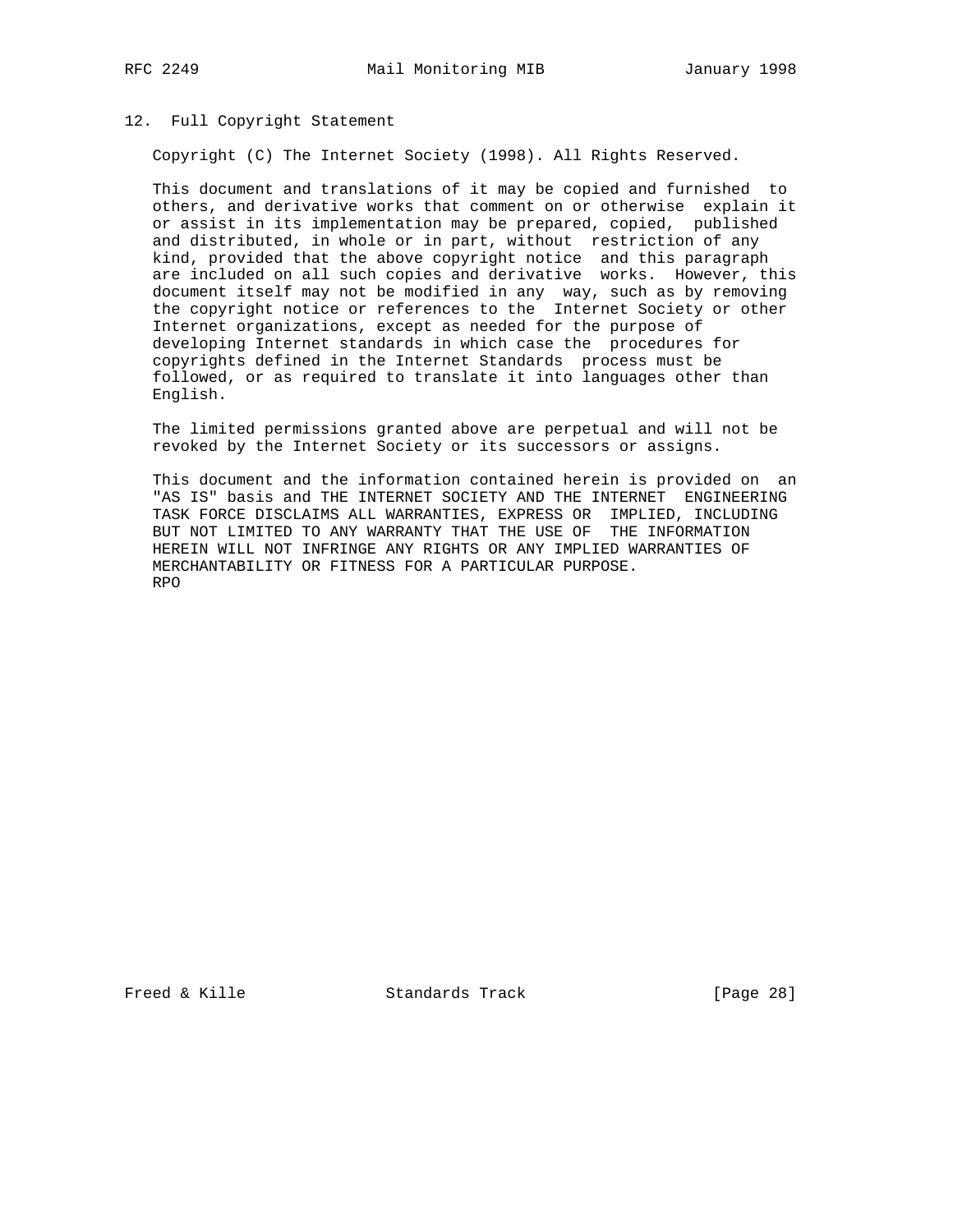## 12. Full Copyright Statement

Copyright (C) The Internet Society (1998). All Rights Reserved.

This document and translations of it may be copied and furnished to others, and derivative works that comment on or otherwise explain it or assist in its implementation may be prepared, copied, published and distributed, in whole or in part, without restriction of any kind, provided that the above copyright notice and this paragraph are included on all such copies and derivative works. However, this document itself may not be modified in any way, such as by removing the copyright notice or references to the Internet Society or other Internet organizations, except as needed for the purpose of developing Internet standards in which case the procedures for copyrights defined in the Internet Standards process must be followed, or as required to translate it into languages other than English.

The limited permissions granted above are perpetual and will not be revoked by the Internet Society or its successors or assigns.

This document and the information contained herein is provided on an "AS IS" basis and THE INTERNET SOCIETY AND THE INTERNET ENGINEERING TASK FORCE DISCLAIMS ALL WARRANTIES, EXPRESS OR IMPLIED, INCLUDING BUT NOT LIMITED TO ANY WARRANTY THAT THE USE OF THE INFORMATION HEREIN WILL NOT INFRINGE ANY RIGHTS OR ANY IMPLIED WARRANTIES OF MERCHANTABILITY OR FITNESS FOR A PARTICULAR PURPOSE.
RPO